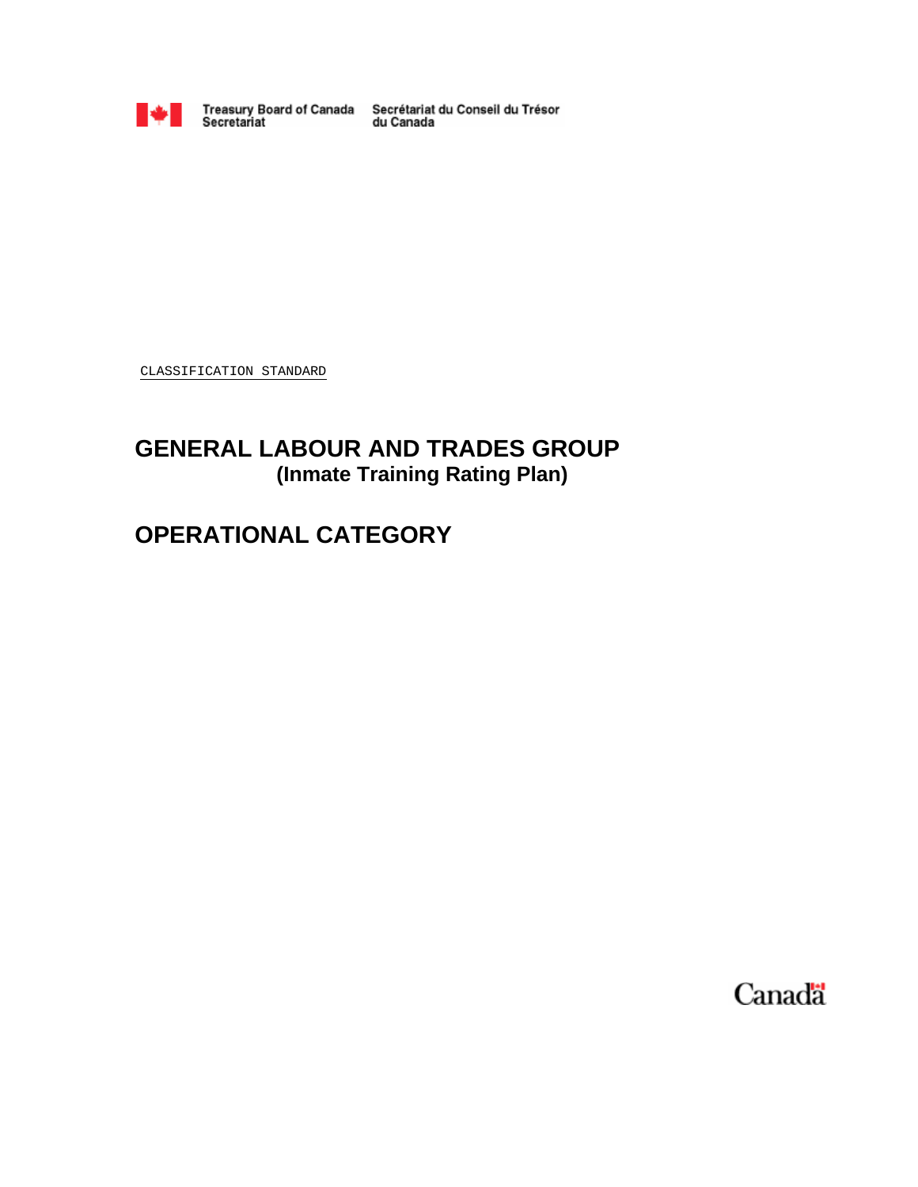Treasury Board of Canada Secretariat   Secrétariat du Conseil du Trésor du Canada

CLASSIFICATION STANDARD

# GENERAL LABOUR AND TRADES GROUP

## (Inmate Training Rating Plan)

# OPERATIONAL CATEGORY

Canada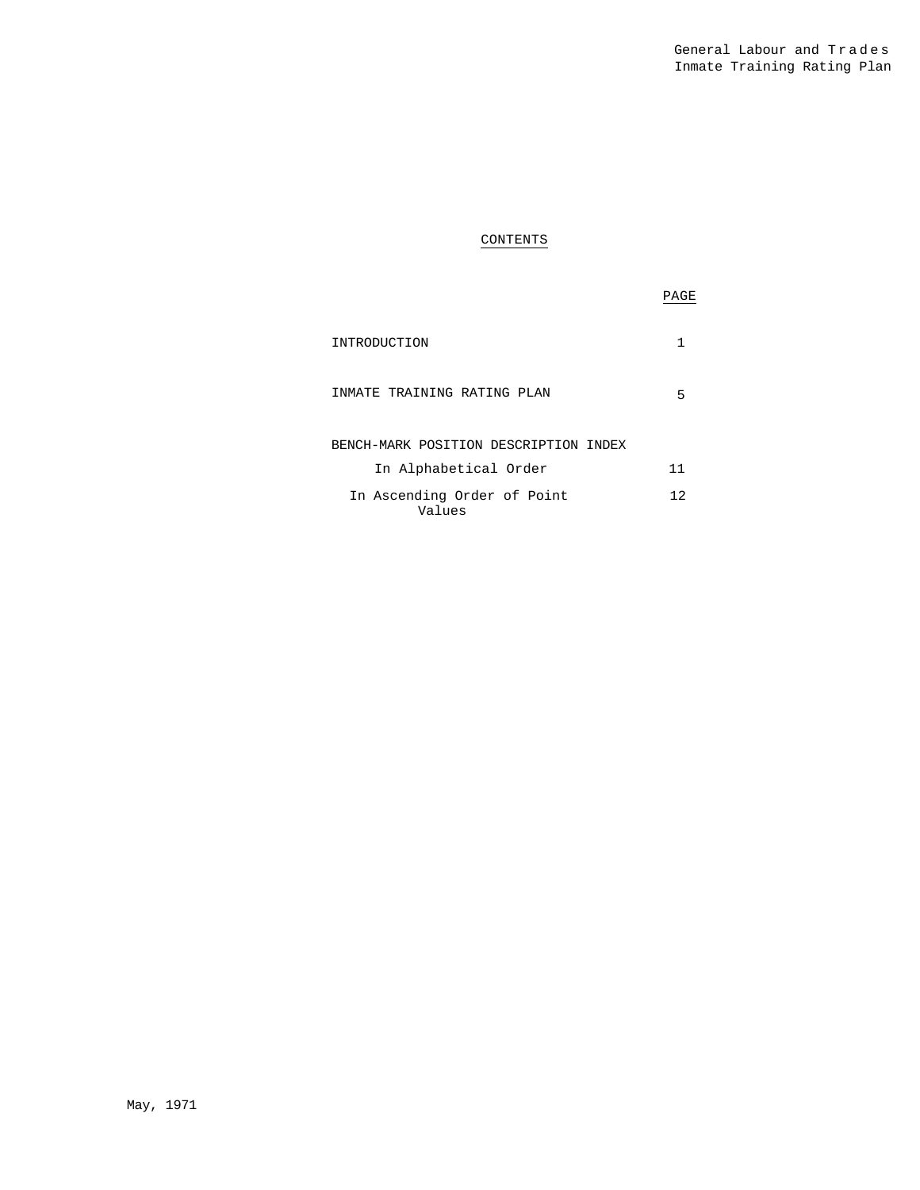# CONTENTS

| | PAGE |
|---|---|
| INTRODUCTION | 1 |
| INMATE TRAINING RATING PLAN | 5 |
| BENCH-MARK POSITION DESCRIPTION INDEX | |
| In Alphabetical Order | 11 |
| In Ascending Order of Point Values | 12 |

May, 1971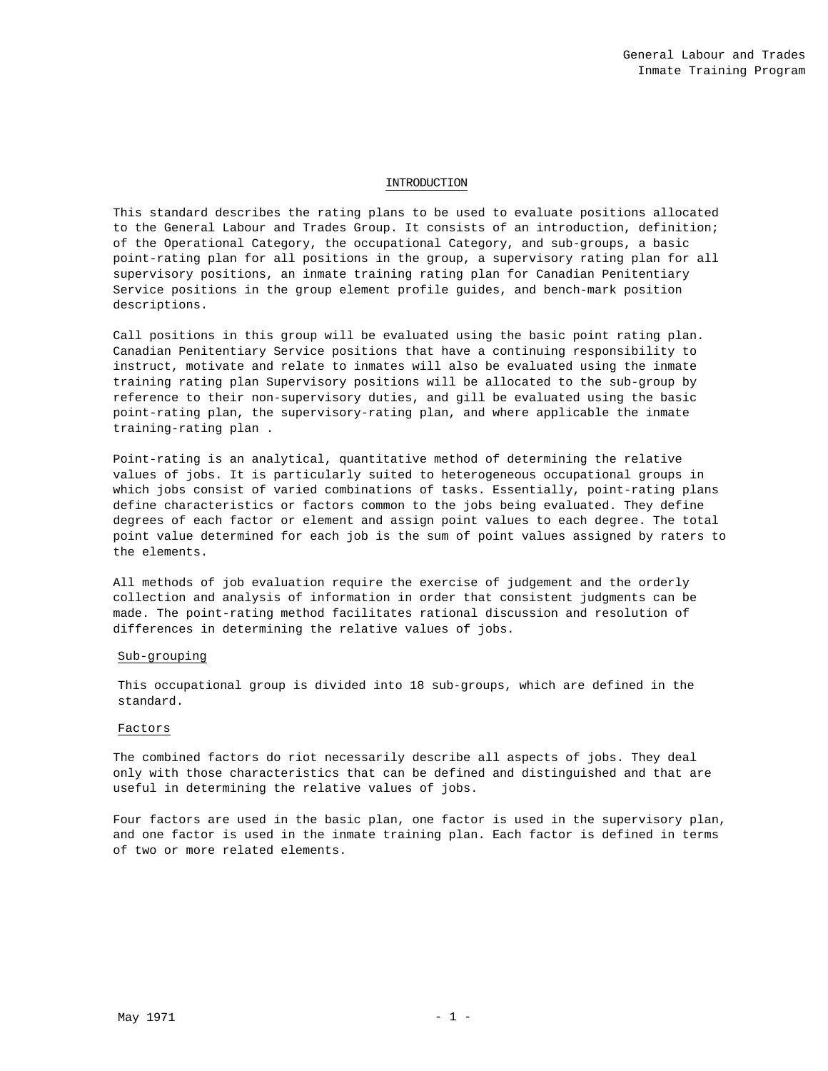## INTRODUCTION

This standard describes the rating plans to be used to evaluate positions allocated to the General Labour and Trades Group. It consists of an introduction, definition; of the Operational Category, the occupational Category, and sub-groups, a basic point-rating plan for all positions in the group, a supervisory rating plan for all supervisory positions, an inmate training rating plan for Canadian Penitentiary Service positions in the group element profile guides, and bench-mark position descriptions.

Call positions in this group will be evaluated using the basic point rating plan. Canadian Penitentiary Service positions that have a continuing responsibility to instruct, motivate and relate to inmates will also be evaluated using the inmate training rating plan Supervisory positions will be allocated to the sub-group by reference to their non-supervisory duties, and gill be evaluated using the basic point-rating plan, the supervisory-rating plan, and where applicable the inmate training-rating plan .

Point-rating is an analytical, quantitative method of determining the relative values of jobs. It is particularly suited to heterogeneous occupational groups in which jobs consist of varied combinations of tasks. Essentially, point-rating plans define characteristics or factors common to the jobs being evaluated. They define degrees of each factor or element and assign point values to each degree. The total point value determined for each job is the sum of point values assigned by raters to the elements.

All methods of job evaluation require the exercise of judgement and the orderly collection and analysis of information in order that consistent judgments can be made. The point-rating method facilitates rational discussion and resolution of differences in determining the relative values of jobs.

### Sub-grouping

This occupational group is divided into 18 sub-groups, which are defined in the standard.

### Factors

The combined factors do riot necessarily describe all aspects of jobs. They deal only with those characteristics that can be defined and distinguished and that are useful in determining the relative values of jobs.

Four factors are used in the basic plan, one factor is used in the supervisory plan, and one factor is used in the inmate training plan. Each factor is defined in terms of two or more related elements.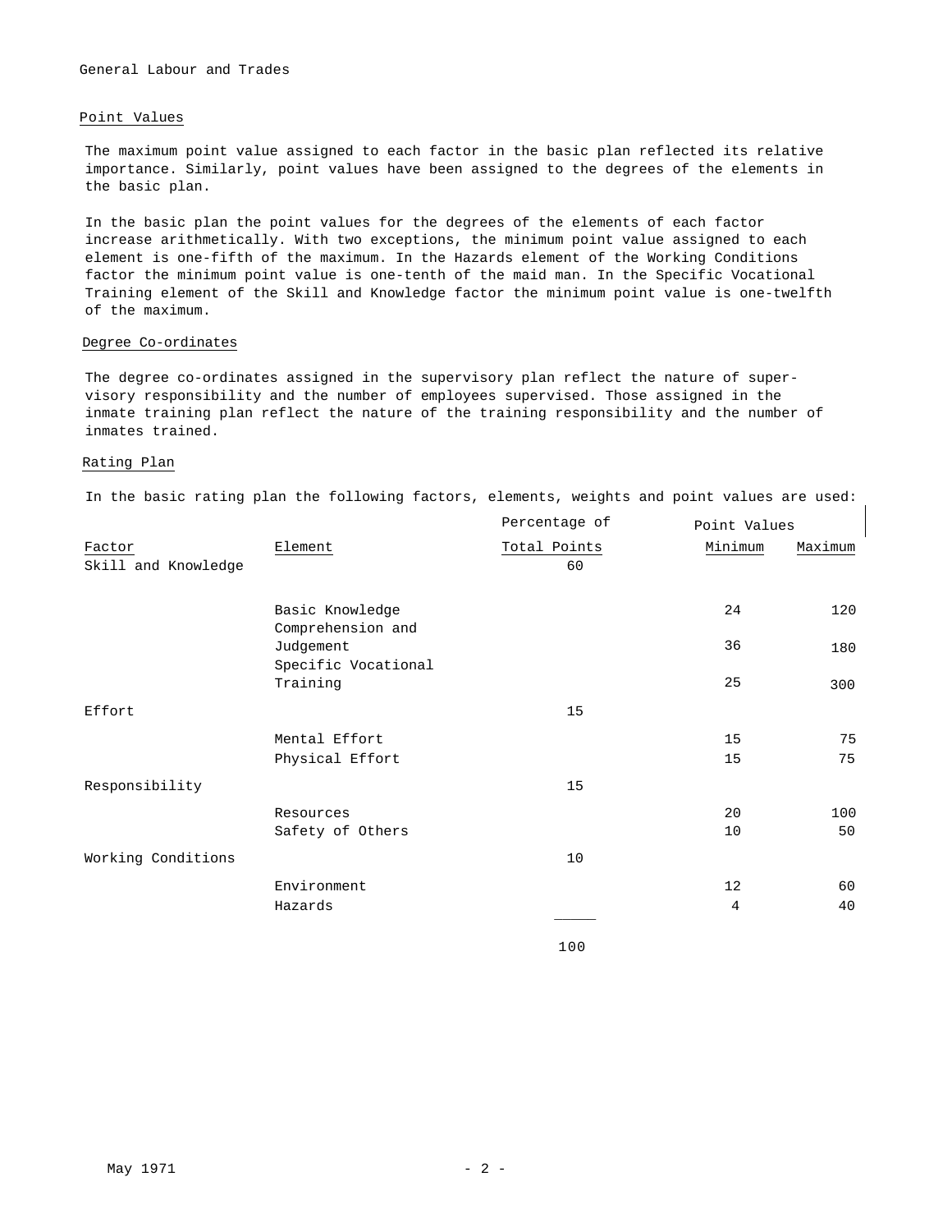## Point Values

The maximum point value assigned to each factor in the basic plan reflected its relative importance. Similarly, point values have been assigned to the degrees of the elements in the basic plan.

In the basic plan the point values for the degrees of the elements of each factor increase arithmetically. With two exceptions, the minimum point value assigned to each element is one-fifth of the maximum. In the Hazards element of the Working Conditions factor the minimum point value is one-tenth of the maid man. In the Specific Vocational Training element of the Skill and Knowledge factor the minimum point value is one-twelfth of the maximum.

## Degree Co-ordinates

The degree co-ordinates assigned in the supervisory plan reflect the nature of supervisory responsibility and the number of employees supervised. Those assigned in the inmate training plan reflect the nature of the training responsibility and the number of inmates trained.

## Rating Plan

In the basic rating plan the following factors, elements, weights and point values are used:

| Factor | Element | Percentage of Total Points | Point Values Minimum | Point Values Maximum |
|---|---|---|---|---|
| Skill and Knowledge | | 60 | | |
| | Basic Knowledge | | 24 | 120 |
| | Comprehension and Judgement | | 36 | 180 |
| | Specific Vocational Training | | 25 | 300 |
| Effort | | 15 | | |
| | Mental Effort | | 15 | 75 |
| | Physical Effort | | 15 | 75 |
| Responsibility | | 15 | | |
| | Resources | | 20 | 100 |
| | Safety of Others | | 10 | 50 |
| Working Conditions | | 10 | | |
| | Environment | | 12 | 60 |
| | Hazards | | 4 | 40 |
| | | 100 | | |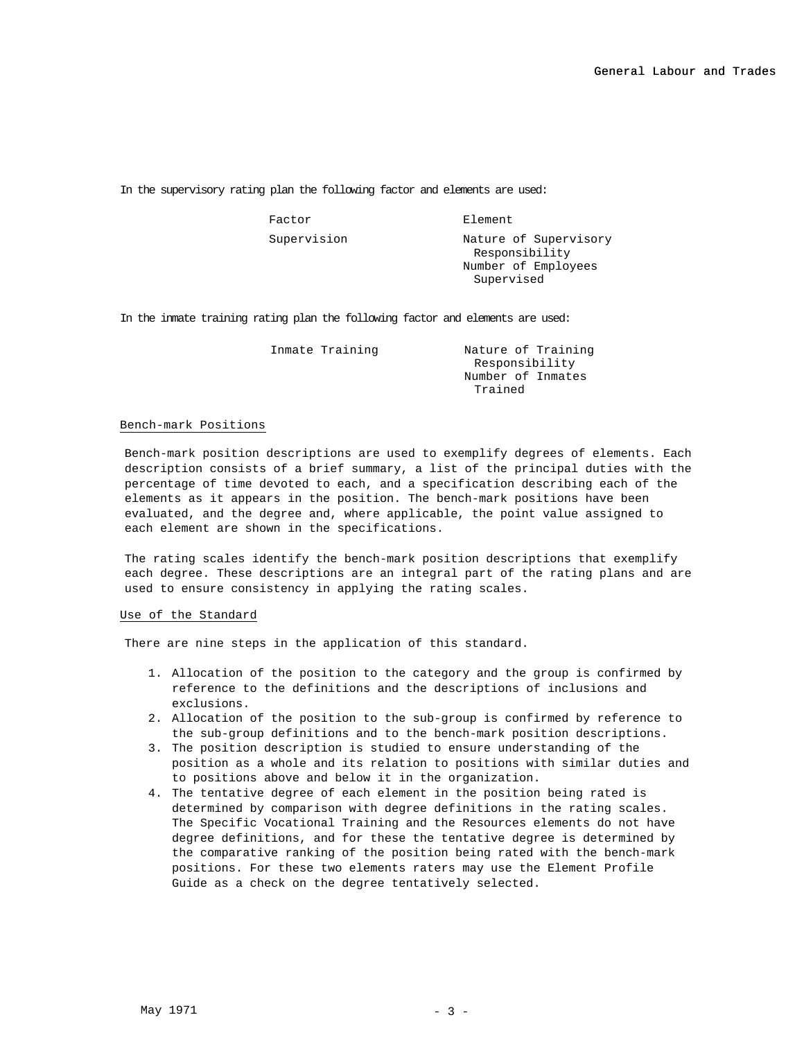In the supervisory rating plan the following factor and elements are used:

| Factor | Element |
| --- | --- |
| Supervision | Nature of Supervisory Responsibility<br>Number of Employees Supervised |

In the inmate training rating plan the following factor and elements are used:

| Factor | Element |
| --- | --- |
| Inmate Training | Nature of Training Responsibility<br>Number of Inmates Trained |

## Bench-mark Positions

Bench-mark position descriptions are used to exemplify degrees of elements. Each description consists of a brief summary, a list of the principal duties with the percentage of time devoted to each, and a specification describing each of the elements as it appears in the position. The bench-mark positions have been evaluated, and the degree and, where applicable, the point value assigned to each element are shown in the specifications.

The rating scales identify the bench-mark position descriptions that exemplify each degree. These descriptions are an integral part of the rating plans and are used to ensure consistency in applying the rating scales.

## Use of the Standard

There are nine steps in the application of this standard.

1. Allocation of the position to the category and the group is confirmed by reference to the definitions and the descriptions of inclusions and exclusions.
2. Allocation of the position to the sub-group is confirmed by reference to the sub-group definitions and to the bench-mark position descriptions.
3. The position description is studied to ensure understanding of the position as a whole and its relation to positions with similar duties and to positions above and below it in the organization.
4. The tentative degree of each element in the position being rated is determined by comparison with degree definitions in the rating scales. The Specific Vocational Training and the Resources elements do not have degree definitions, and for these the tentative degree is determined by the comparative ranking of the position being rated with the bench-mark positions. For these two elements raters may use the Element Profile Guide as a check on the degree tentatively selected.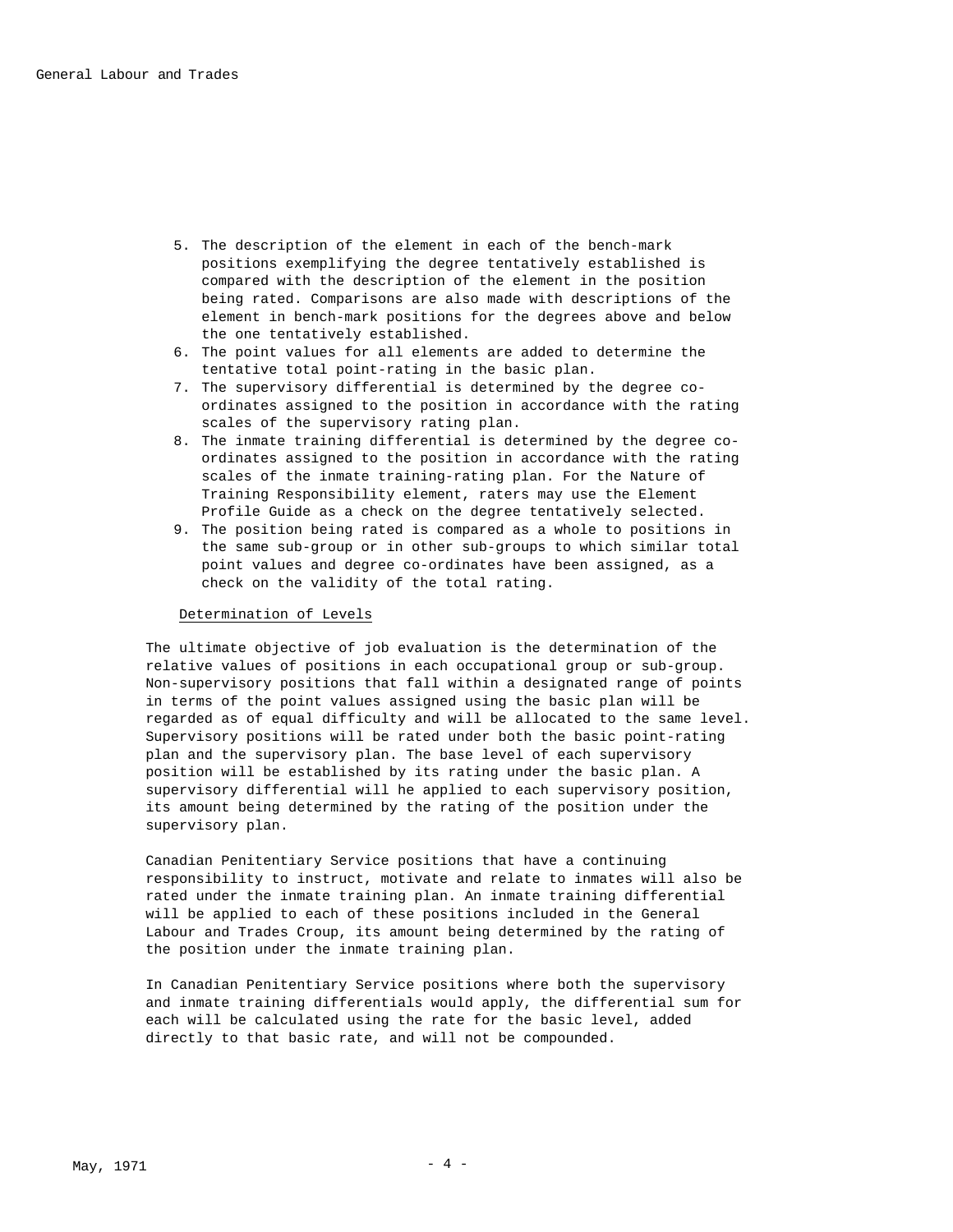5. The description of the element in each of the bench-mark positions exemplifying the degree tentatively established is compared with the description of the element in the position being rated. Comparisons are also made with descriptions of the element in bench-mark positions for the degrees above and below the one tentatively established.
6. The point values for all elements are added to determine the tentative total point-rating in the basic plan.
7. The supervisory differential is determined by the degree co-ordinates assigned to the position in accordance with the rating scales of the supervisory rating plan.
8. The inmate training differential is determined by the degree co-ordinates assigned to the position in accordance with the rating scales of the inmate training-rating plan. For the Nature of Training Responsibility element, raters may use the Element Profile Guide as a check on the degree tentatively selected.
9. The position being rated is compared as a whole to positions in the same sub-group or in other sub-groups to which similar total point values and degree co-ordinates have been assigned, as a check on the validity of the total rating.

## Determination of Levels

The ultimate objective of job evaluation is the determination of the relative values of positions in each occupational group or sub-group. Non-supervisory positions that fall within a designated range of points in terms of the point values assigned using the basic plan will be regarded as of equal difficulty and will be allocated to the same level. Supervisory positions will be rated under both the basic point-rating plan and the supervisory plan. The base level of each supervisory position will be established by its rating under the basic plan. A supervisory differential will he applied to each supervisory position, its amount being determined by the rating of the position under the supervisory plan.

Canadian Penitentiary Service positions that have a continuing responsibility to instruct, motivate and relate to inmates will also be rated under the inmate training plan. An inmate training differential will be applied to each of these positions included in the General Labour and Trades Croup, its amount being determined by the rating of the position under the inmate training plan.

In Canadian Penitentiary Service positions where both the supervisory and inmate training differentials would apply, the differential sum for each will be calculated using the rate for the basic level, added directly to that basic rate, and will not be compounded.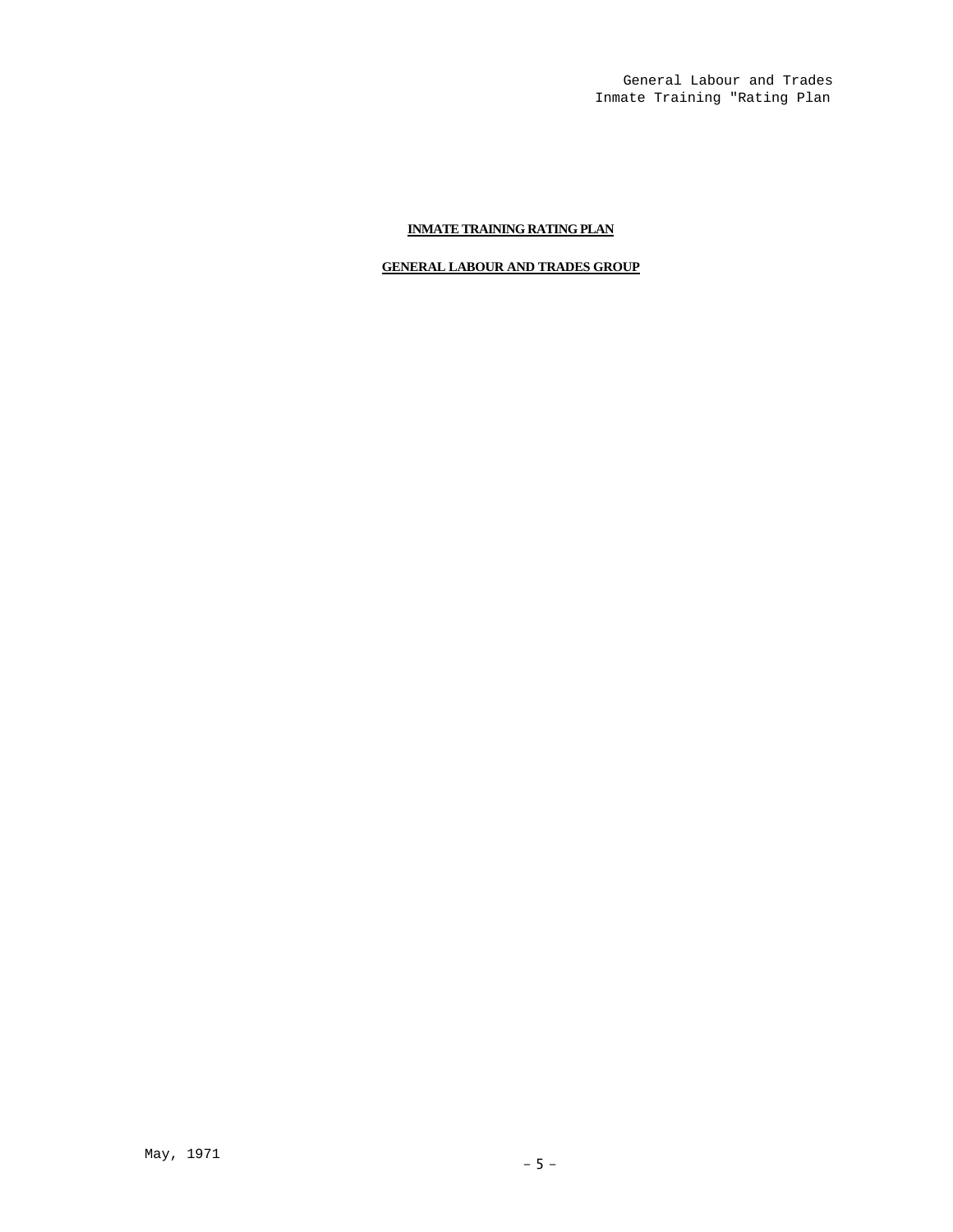# INMATE TRAINING RATING PLAN

## GENERAL LABOUR AND TRADES GROUP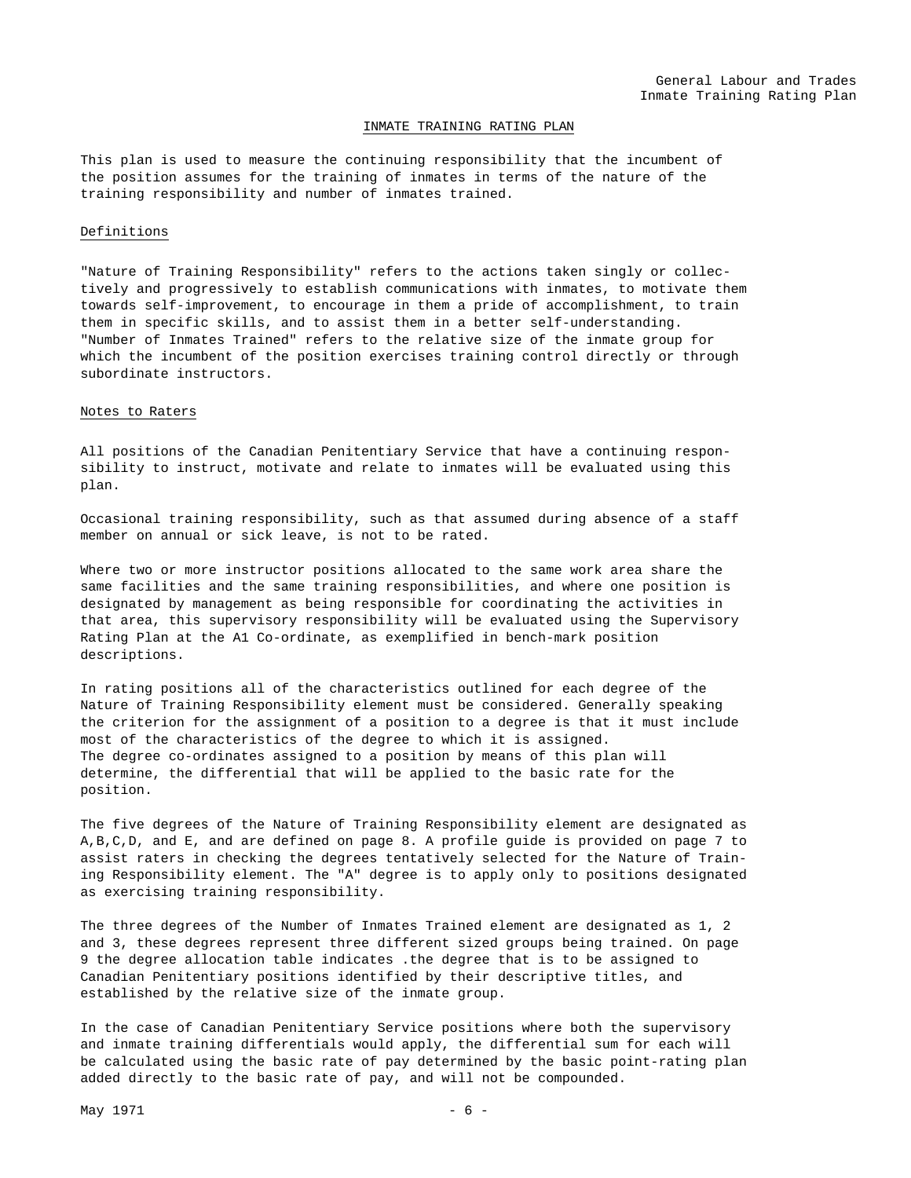## INMATE TRAINING RATING PLAN

This plan is used to measure the continuing responsibility that the incumbent of the position assumes for the training of inmates in terms of the nature of the training responsibility and number of inmates trained.

### Definitions

"Nature of Training Responsibility" refers to the actions taken singly or collectively and progressively to establish communications with inmates, to motivate them towards self-improvement, to encourage in them a pride of accomplishment, to train them in specific skills, and to assist them in a better self-understanding. "Number of Inmates Trained" refers to the relative size of the inmate group for which the incumbent of the position exercises training control directly or through subordinate instructors.

### Notes to Raters

All positions of the Canadian Penitentiary Service that have a continuing responsibility to instruct, motivate and relate to inmates will be evaluated using this plan.

Occasional training responsibility, such as that assumed during absence of a staff member on annual or sick leave, is not to be rated.

Where two or more instructor positions allocated to the same work area share the same facilities and the same training responsibilities, and where one position is designated by management as being responsible for coordinating the activities in that area, this supervisory responsibility will be evaluated using the Supervisory Rating Plan at the A1 Co-ordinate, as exemplified in bench-mark position descriptions.

In rating positions all of the characteristics outlined for each degree of the Nature of Training Responsibility element must be considered. Generally speaking the criterion for the assignment of a position to a degree is that it must include most of the characteristics of the degree to which it is assigned. The degree co-ordinates assigned to a position by means of this plan will determine, the differential that will be applied to the basic rate for the position.

The five degrees of the Nature of Training Responsibility element are designated as A,B,C,D, and E, and are defined on page 8. A profile guide is provided on page 7 to assist raters in checking the degrees tentatively selected for the Nature of Training Responsibility element. The "A" degree is to apply only to positions designated as exercising training responsibility.

The three degrees of the Number of Inmates Trained element are designated as 1, 2 and 3, these degrees represent three different sized groups being trained. On page 9 the degree allocation table indicates .the degree that is to be assigned to Canadian Penitentiary positions identified by their descriptive titles, and established by the relative size of the inmate group.

In the case of Canadian Penitentiary Service positions where both the supervisory and inmate training differentials would apply, the differential sum for each will be calculated using the basic rate of pay determined by the basic point-rating plan added directly to the basic rate of pay, and will not be compounded.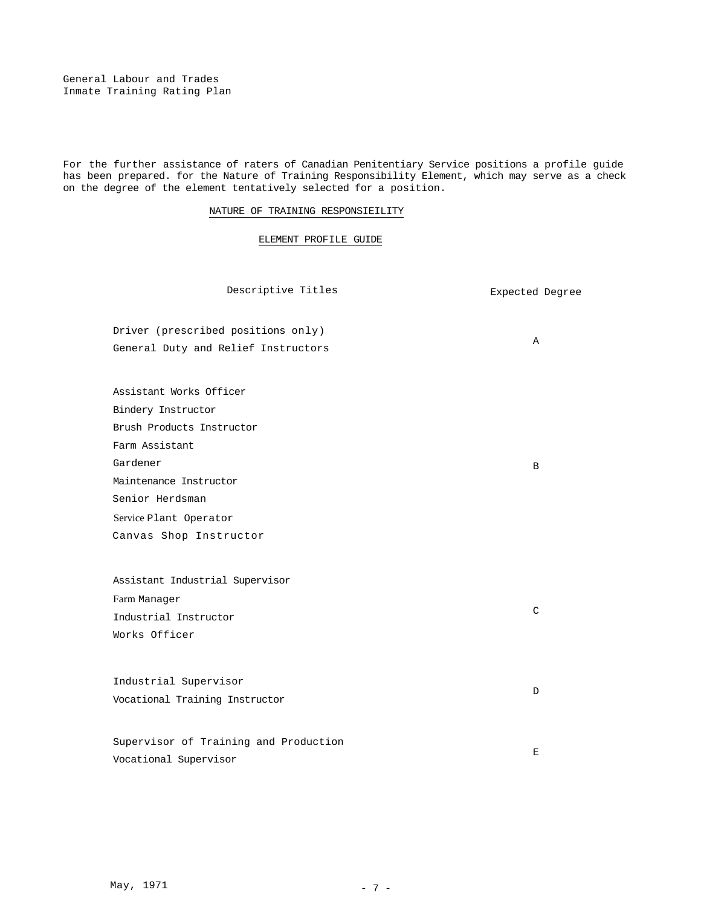For the further assistance of raters of Canadian Penitentiary Service positions a profile guide has been prepared. for the Nature of Training Responsibility Element, which may serve as a check on the degree of the element tentatively selected for a position.

## NATURE OF TRAINING RESPONSIEILITY

### ELEMENT PROFILE GUIDE

| Descriptive Titles | Expected Degree |
|---|---|
| Driver (prescribed positions only)<br>General Duty and Relief Instructors | A |
| Assistant Works Officer<br>Bindery Instructor<br>Brush Products Instructor<br>Farm Assistant<br>Gardener<br>Maintenance Instructor<br>Senior Herdsman<br>Service Plant Operator<br>Canvas Shop Instructor | B |
| Assistant Industrial Supervisor<br>Farm Manager<br>Industrial Instructor<br>Works Officer | C |
| Industrial Supervisor<br>Vocational Training Instructor | D |
| Supervisor of Training and Production<br>Vocational Supervisor | E |

May, 1971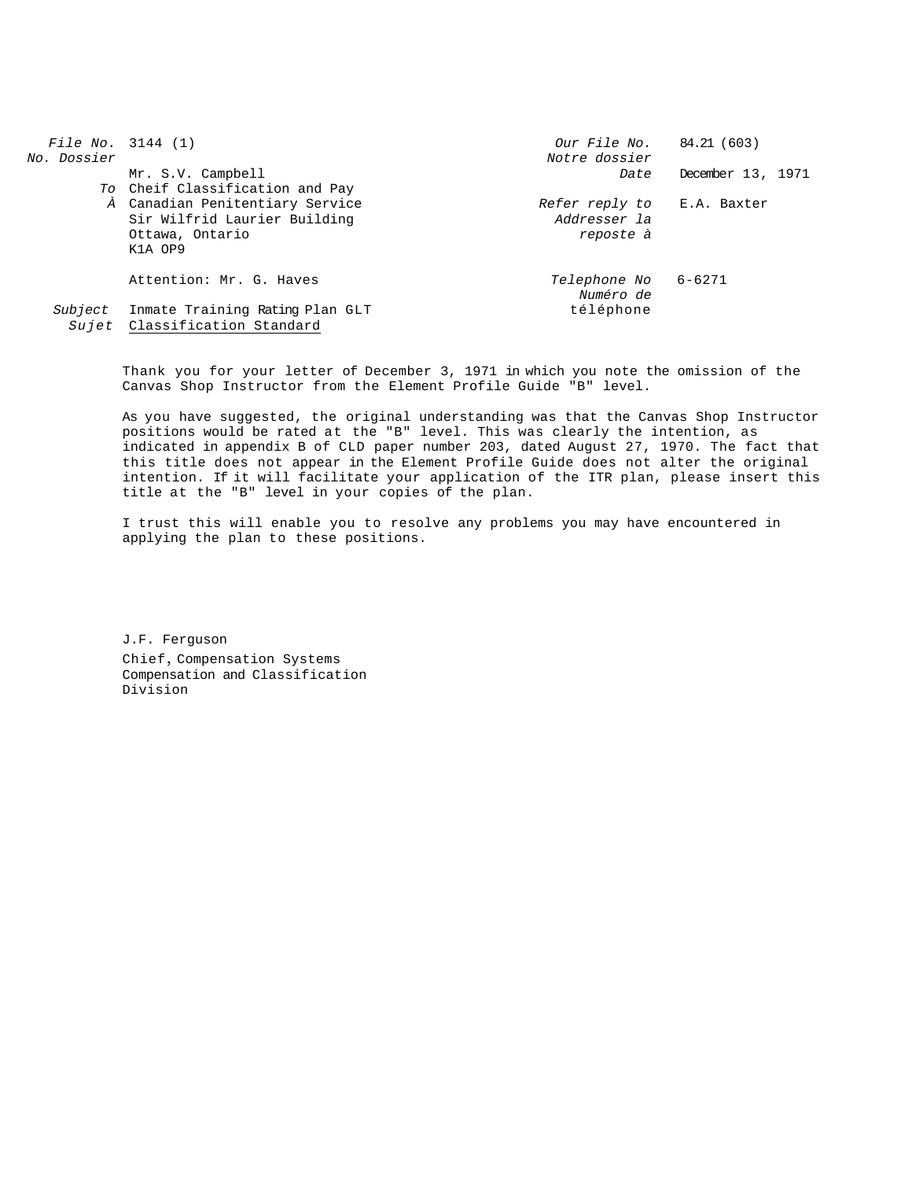| | | | |
|---|---|---|---|
| *File No.* *No. Dossier* | 3144 (1) | *Our File No.* *Notre dossier* | 84.21 (603) |
| *To* *À* | Mr. S.V. Campbell<br>Cheif Classification and Pay<br>Canadian Penitentiary Service<br>Sir Wilfrid Laurier Building<br>Ottawa, Ontario<br>K1A OP9 | *Date* | December 13, 1971 |
| | | *Refer reply to* *Addresser la reposte à* | E.A. Baxter |
| | Attention: Mr. G. Haves | *Telephone No* *Numéro de téléphone* | 6-6271 |
| *Subject* *Sujet* | Inmate Training Rating Plan GLT<br>Classification Standard | | |

Thank you for your letter of December 3, 1971 in which you note the omission of the Canvas Shop Instructor from the Element Profile Guide "B" level.

As you have suggested, the original understanding was that the Canvas Shop Instructor positions would be rated at the "B" level. This was clearly the intention, as indicated in appendix B of CLD paper number 203, dated August 27, 1970. The fact that this title does not appear in the Element Profile Guide does not alter the original intention. If it will facilitate your application of the ITR plan, please insert this title at the "B" level in your copies of the plan.

I trust this will enable you to resolve any problems you may have encountered in applying the plan to these positions.

J.F. Ferguson
Chief, Compensation Systems
Compensation and Classification
Division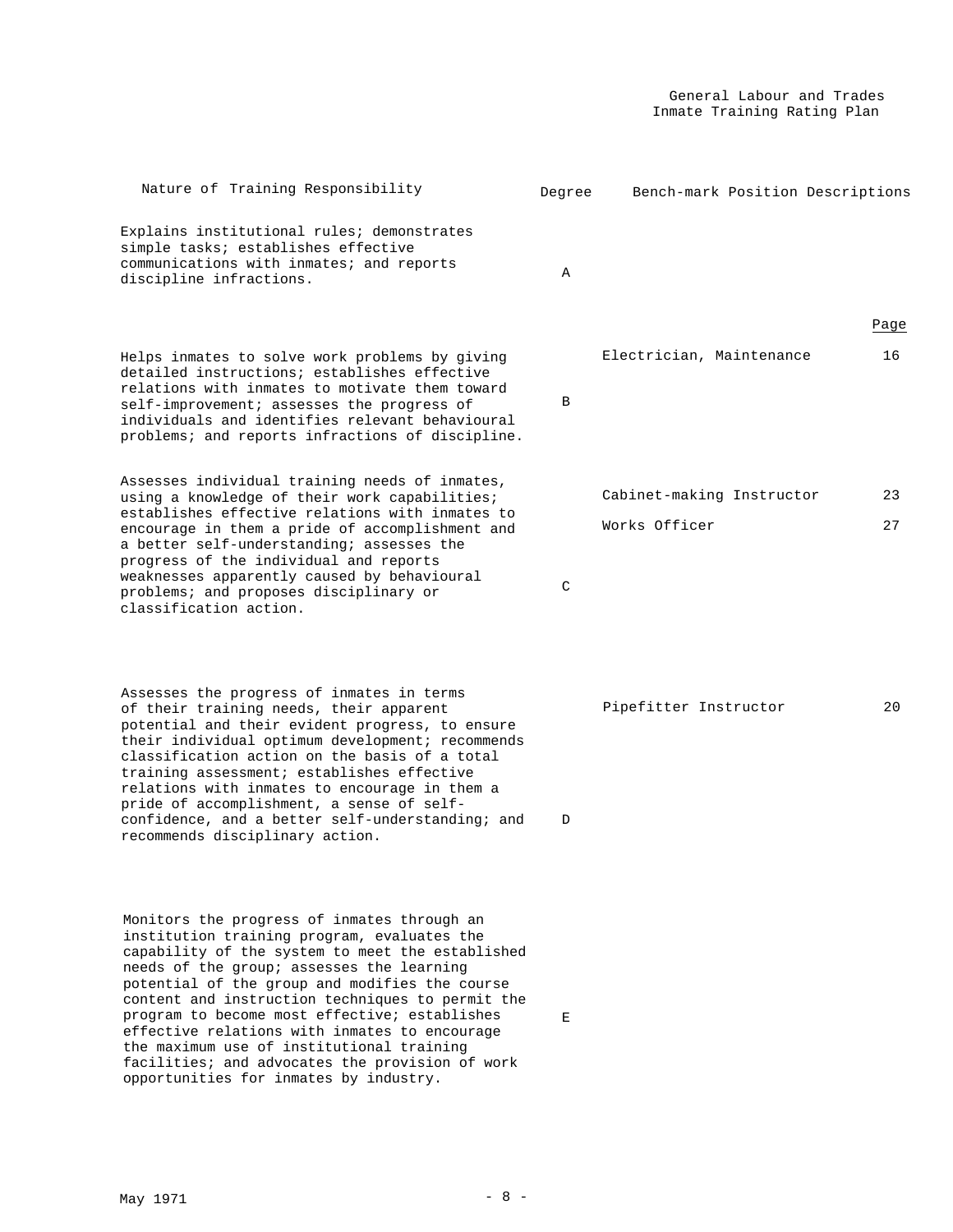| Nature of Training Responsibility | Degree | Bench-mark Position Descriptions | Page |
|---|---|---|---|
| Explains institutional rules; demonstrates simple tasks; establishes effective communications with inmates; and reports discipline infractions. | A | | |
| Helps inmates to solve work problems by giving detailed instructions; establishes effective relations with inmates to motivate them toward self-improvement; assesses the progress of individuals and identifies relevant behavioural problems; and reports infractions of discipline. | B | Electrician, Maintenance | 16 |
| Assesses individual training needs of inmates, using a knowledge of their work capabilities; establishes effective relations with inmates to encourage in them a pride of accomplishment and a better self-understanding; assesses the progress of the individual and reports weaknesses apparently caused by behavioural problems; and proposes disciplinary or classification action. | C | Cabinet-making Instructor<br>Works Officer | 23<br>27 |
| Assesses the progress of inmates in terms of their training needs, their apparent potential and their evident progress, to ensure their individual optimum development; recommends classification action on the basis of a total training assessment; establishes effective relations with inmates to encourage in them a pride of accomplishment, a sense of self-confidence, and a better self-understanding; and recommends disciplinary action. | D | Pipefitter Instructor | 20 |
| Monitors the progress of inmates through an institution training program, evaluates the capability of the system to meet the established needs of the group; assesses the learning potential of the group and modifies the course content and instruction techniques to permit the program to become most effective; establishes effective relations with inmates to encourage the maximum use of institutional training facilities; and advocates the provision of work opportunities for inmates by industry. | E | | |

May 1971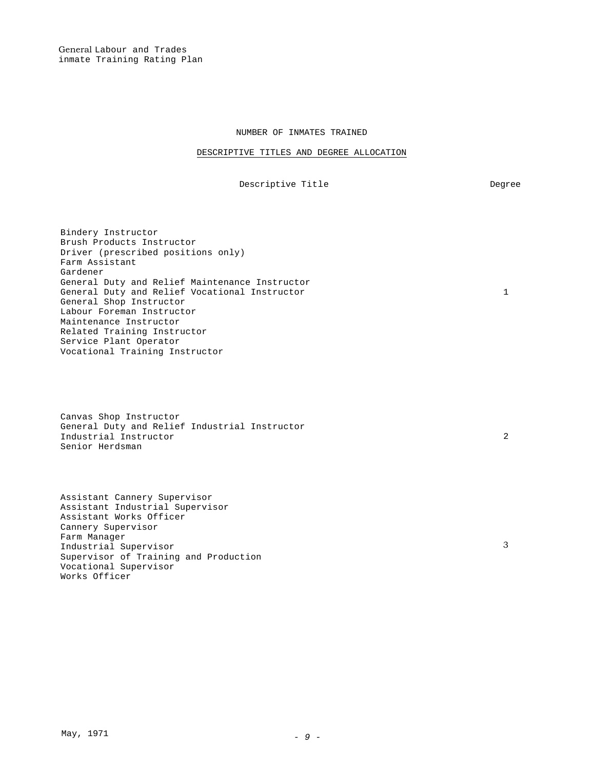## NUMBER OF INMATES TRAINED

### DESCRIPTIVE TITLES AND DEGREE ALLOCATION

| Descriptive Title | Degree |
|---|---|
| Bindery Instructor<br>Brush Products Instructor<br>Driver (prescribed positions only)<br>Farm Assistant<br>Gardener<br>General Duty and Relief Maintenance Instructor<br>General Duty and Relief Vocational Instructor<br>General Shop Instructor<br>Labour Foreman Instructor<br>Maintenance Instructor<br>Related Training Instructor<br>Service Plant Operator<br>Vocational Training Instructor | 1 |
| Canvas Shop Instructor<br>General Duty and Relief Industrial Instructor<br>Industrial Instructor<br>Senior Herdsman | 2 |
| Assistant Cannery Supervisor<br>Assistant Industrial Supervisor<br>Assistant Works Officer<br>Cannery Supervisor<br>Farm Manager<br>Industrial Supervisor<br>Supervisor of Training and Production<br>Vocational Supervisor<br>Works Officer | 3 |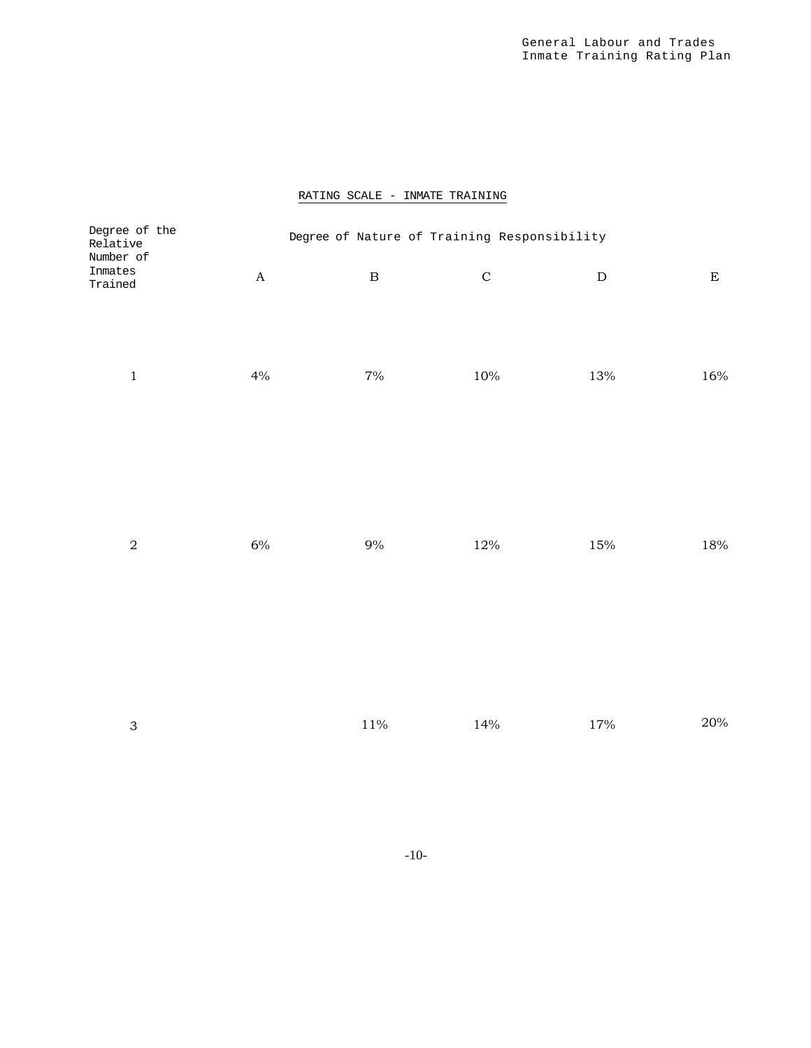RATING SCALE - INMATE TRAINING

| Degree of the Relative Number of Inmates Trained | Degree of Nature of Training Responsibility | | | | |
|---|---|---|---|---|---|
| | A | B | C | D | E |
| 1 | 4% | 7% | 10% | 13% | 16% |
| 2 | 6% | 9% | 12% | 15% | 18% |
| 3 | | 11% | 14% | 17% | 20% |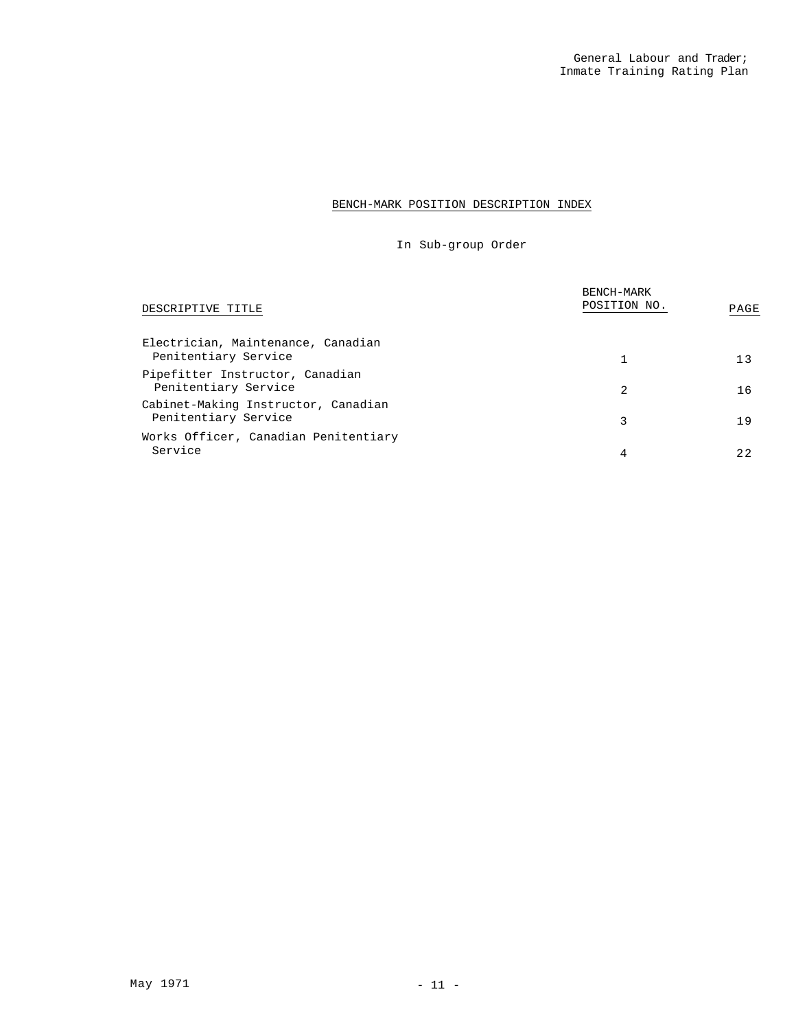## BENCH-MARK POSITION DESCRIPTION INDEX

In Sub-group Order

| DESCRIPTIVE TITLE | BENCH-MARK POSITION NO. | PAGE |
|---|---|---|
| Electrician, Maintenance, Canadian Penitentiary Service | 1 | 13 |
| Pipefitter Instructor, Canadian Penitentiary Service | 2 | 16 |
| Cabinet-Making Instructor, Canadian Penitentiary Service | 3 | 19 |
| Works Officer, Canadian Penitentiary Service | 4 | 22 |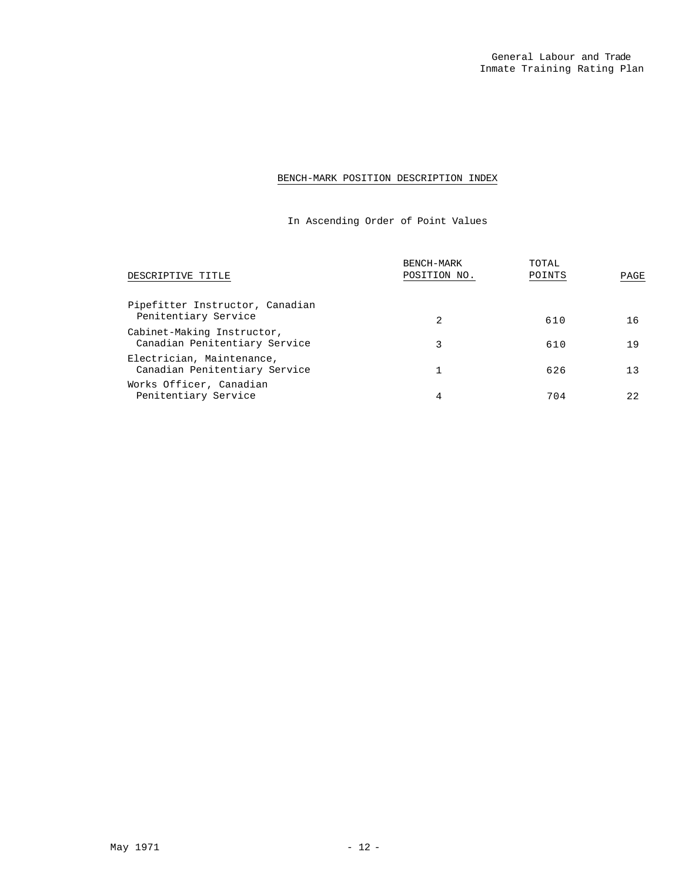## BENCH-MARK POSITION DESCRIPTION INDEX

In Ascending Order of Point Values

| DESCRIPTIVE TITLE | BENCH-MARK POSITION NO. | TOTAL POINTS | PAGE |
|---|---|---|---|
| Pipefitter Instructor, Canadian Penitentiary Service | 2 | 610 | 16 |
| Cabinet-Making Instructor, Canadian Penitentiary Service | 3 | 610 | 19 |
| Electrician, Maintenance, Canadian Penitentiary Service | 1 | 626 | 13 |
| Works Officer, Canadian Penitentiary Service | 4 | 704 | 22 |

May 1971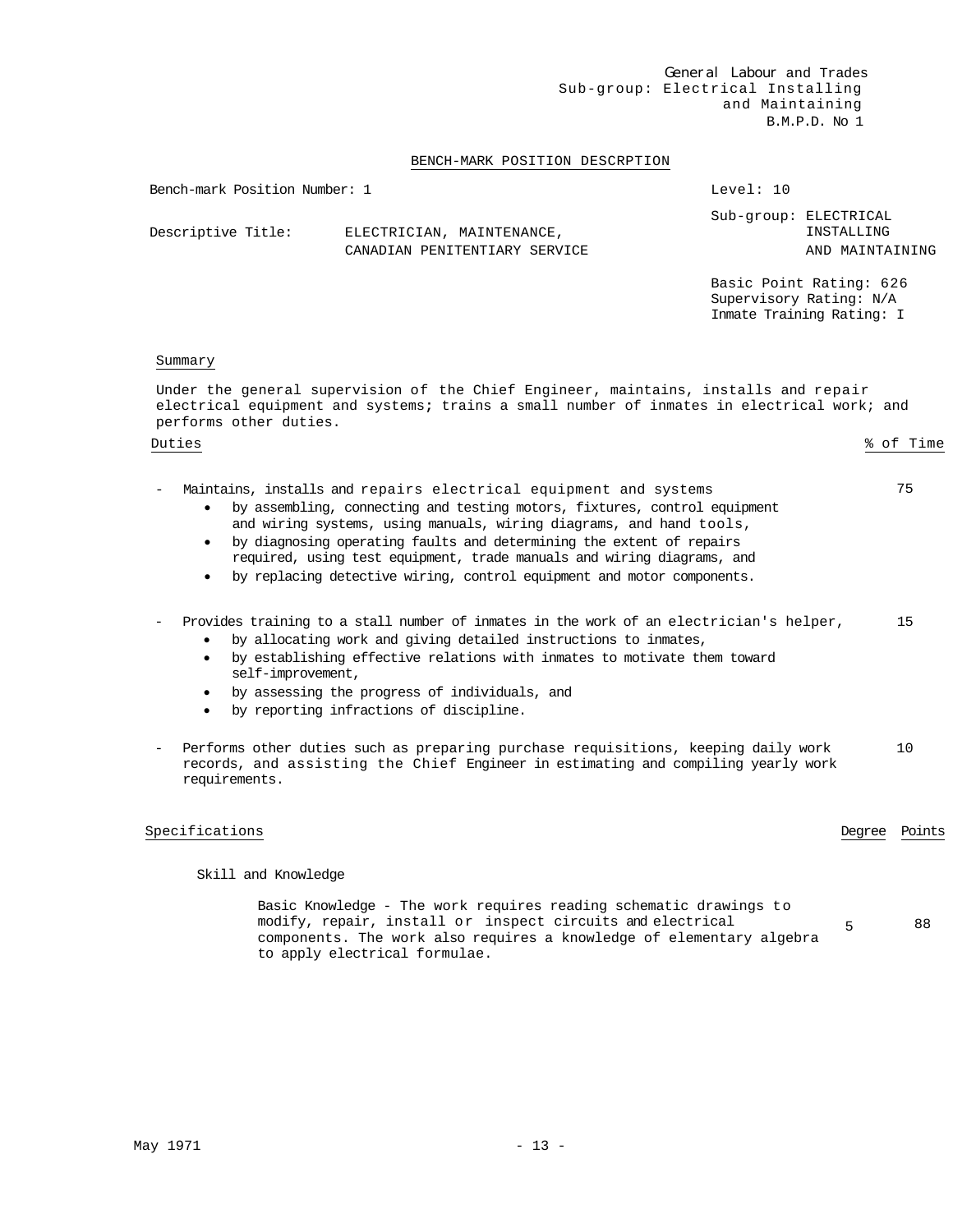General Labour and Trades
Sub-group: Electrical Installing and Maintaining
B.M.P.D. No 1

## BENCH-MARK POSITION DESCRPTION

Bench-mark Position Number: 1

Level: 10

Descriptive Title: ELECTRICIAN, MAINTENANCE, CANADIAN PENITENTIARY SERVICE

Sub-group: ELECTRICAL INSTALLING AND MAINTAINING

Basic Point Rating: 626
Supervisory Rating: N/A
Inmate Training Rating: I

### Summary

Under the general supervision of the Chief Engineer, maintains, installs and repair electrical equipment and systems; trains a small number of inmates in electrical work; and performs other duties.

### Duties

| Duties | % of Time |
|---|---|
| - Maintains, installs and repairs electrical equipment and systems<br>• by assembling, connecting and testing motors, fixtures, control equipment and wiring systems, using manuals, wiring diagrams, and hand tools,<br>• by diagnosing operating faults and determining the extent of repairs required, using test equipment, trade manuals and wiring diagrams, and<br>• by replacing detective wiring, control equipment and motor components. | 75 |
| - Provides training to a stall number of inmates in the work of an electrician's helper,<br>• by allocating work and giving detailed instructions to inmates,<br>• by establishing effective relations with inmates to motivate them toward self-improvement,<br>• by assessing the progress of individuals, and<br>• by reporting infractions of discipline. | 15 |
| - Performs other duties such as preparing purchase requisitions, keeping daily work records, and assisting the Chief Engineer in estimating and compiling yearly work requirements. | 10 |

### Specifications

| Specifications | Degree | Points |
|---|---|---|
| **Skill and Knowledge** | | |
| Basic Knowledge - The work requires reading schematic drawings to modify, repair, install or inspect circuits and electrical components. The work also requires a knowledge of elementary algebra to apply electrical formulae. | 5 | 88 |

May 1971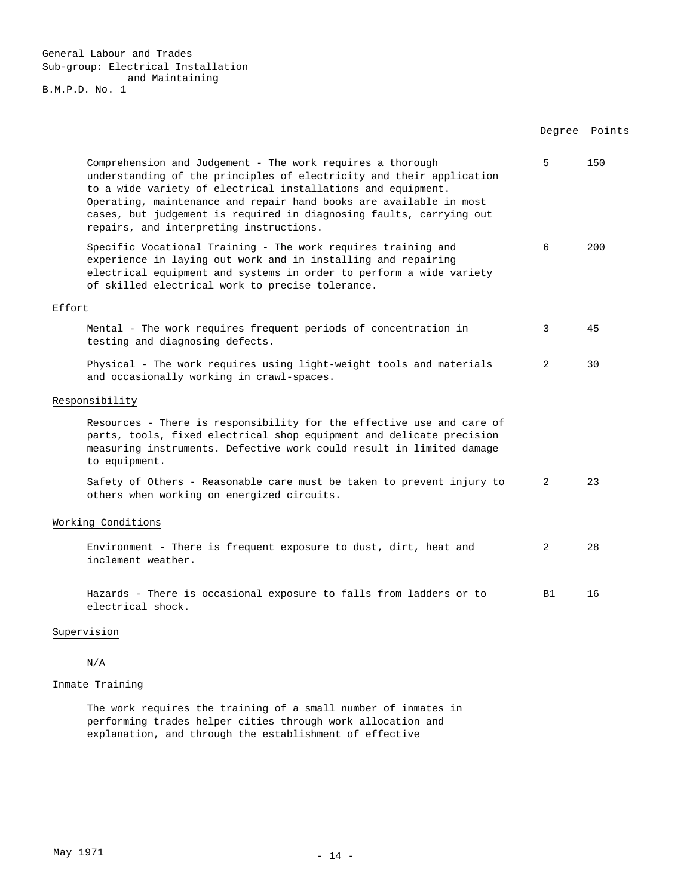General Labour and Trades
Sub-group: Electrical Installation and Maintaining
B.M.P.D. No. 1

| | Degree | Points |
|---|---|---|
| Comprehension and Judgement - The work requires a thorough understanding of the principles of electricity and their application to a wide variety of electrical installations and equipment. Operating, maintenance and repair hand books are available in most cases, but judgement is required in diagnosing faults, carrying out repairs, and interpreting instructions. | 5 | 150 |
| Specific Vocational Training - The work requires training and experience in laying out work and in installing and repairing electrical equipment and systems in order to perform a wide variety of skilled electrical work to precise tolerance. | 6 | 200 |
| **Effort** | | |
| Mental - The work requires frequent periods of concentration in testing and diagnosing defects. | 3 | 45 |
| Physical - The work requires using light-weight tools and materials and occasionally working in crawl-spaces. | 2 | 30 |
| **Responsibility** | | |
| Resources - There is responsibility for the effective use and care of parts, tools, fixed electrical shop equipment and delicate precision measuring instruments. Defective work could result in limited damage to equipment. | | |
| Safety of Others - Reasonable care must be taken to prevent injury to others when working on energized circuits. | 2 | 23 |
| **Working Conditions** | | |
| Environment - There is frequent exposure to dust, dirt, heat and inclement weather. | 2 | 28 |
| Hazards - There is occasional exposure to falls from ladders or to electrical shock. | B1 | 16 |

## Supervision

N/A

## Inmate Training

The work requires the training of a small number of inmates in performing trades helper cities through work allocation and explanation, and through the establishment of effective

May 1971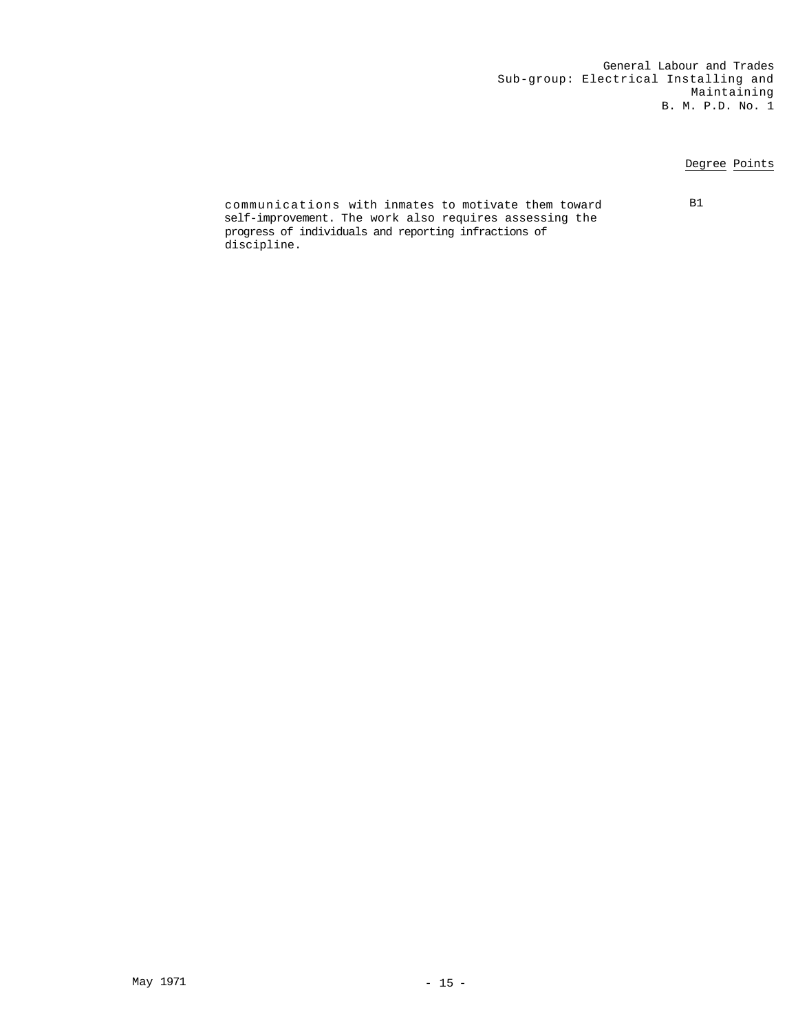| | Degree | Points |
|---|---|---|
| communications with inmates to motivate them toward self-improvement. The work also requires assessing the progress of individuals and reporting infractions of discipline. | B1 | |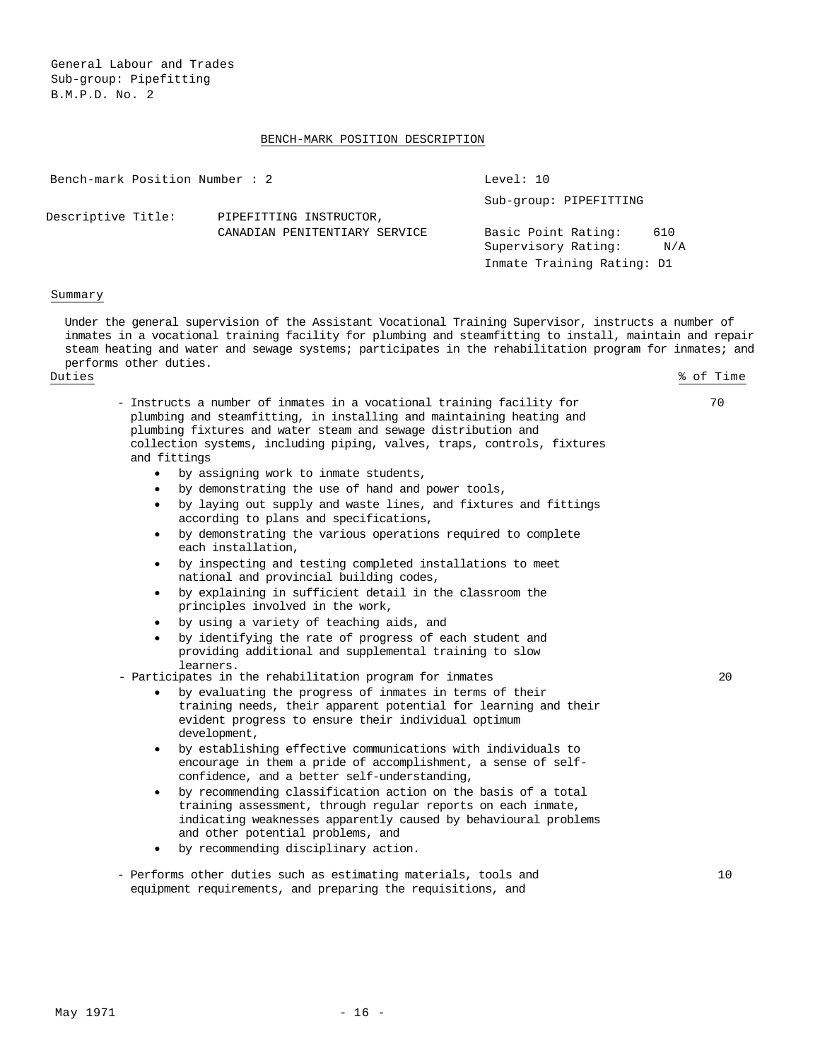General Labour and Trades
Sub-group: Pipefitting
B.M.P.D. No. 2

## BENCH-MARK POSITION DESCRIPTION

| | | |
|---|---|---|
| Bench-mark Position Number : 2 | | Level: 10 |
| | | Sub-group: PIPEFITTING |
| Descriptive Title: | PIPEFITTING INSTRUCTOR, CANADIAN PENITENTIARY SERVICE | Basic Point Rating: 610<br>Supervisory Rating: N/A |
| | | Inmate Training Rating: D1 |

### Summary

Under the general supervision of the Assistant Vocational Training Supervisor, instructs a number of inmates in a vocational training facility for plumbing and steamfitting to install, maintain and repair steam heating and water and sewage systems; participates in the rehabilitation program for inmates; and performs other duties.

| Duties | % of Time |
|---|---|
| - Instructs a number of inmates in a vocational training facility for plumbing and steamfitting, in installing and maintaining heating and plumbing fixtures and water steam and sewage distribution and collection systems, including piping, valves, traps, controls, fixtures and fittings<br>• by assigning work to inmate students,<br>• by demonstrating the use of hand and power tools,<br>• by laying out supply and waste lines, and fixtures and fittings according to plans and specifications,<br>• by demonstrating the various operations required to complete each installation,<br>• by inspecting and testing completed installations to meet national and provincial building codes,<br>• by explaining in sufficient detail in the classroom the principles involved in the work,<br>• by using a variety of teaching aids, and<br>• by identifying the rate of progress of each student and providing additional and supplemental training to slow learners. | 70 |
| - Participates in the rehabilitation program for inmates<br>• by evaluating the progress of inmates in terms of their training needs, their apparent potential for learning and their evident progress to ensure their individual optimum development,<br>• by establishing effective communications with individuals to encourage in them a pride of accomplishment, a sense of self-confidence, and a better self-understanding,<br>• by recommending classification action on the basis of a total training assessment, through regular reports on each inmate, indicating weaknesses apparently caused by behavioural problems and other potential problems, and<br>• by recommending disciplinary action. | 20 |
| - Performs other duties such as estimating materials, tools and equipment requirements, and preparing the requisitions, and | 10 |

May 1971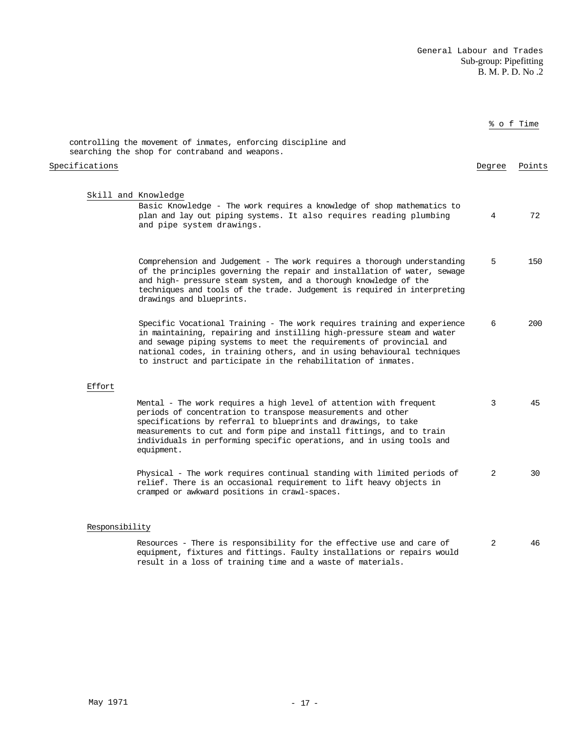% o f Time

controlling the movement of inmates, enforcing discipline and searching the shop for contraband and weapons.

| Specifications | | Degree | Points |
|---|---|---|---|
| **Skill and Knowledge** | | | |
| | Basic Knowledge - The work requires a knowledge of shop mathematics to plan and lay out piping systems. It also requires reading plumbing and pipe system drawings. | 4 | 72 |
| | Comprehension and Judgement - The work requires a thorough understanding of the principles governing the repair and installation of water, sewage and high- pressure steam system, and a thorough knowledge of the techniques and tools of the trade. Judgement is required in interpreting drawings and blueprints. | 5 | 150 |
| | Specific Vocational Training - The work requires training and experience in maintaining, repairing and instilling high-pressure steam and water and sewage piping systems to meet the requirements of provincial and national codes, in training others, and in using behavioural techniques to instruct and participate in the rehabilitation of inmates. | 6 | 200 |
| **Effort** | | | |
| | Mental - The work requires a high level of attention with frequent periods of concentration to transpose measurements and other specifications by referral to blueprints and drawings, to take measurements to cut and form pipe and install fittings, and to train individuals in performing specific operations, and in using tools and equipment. | 3 | 45 |
| | Physical - The work requires continual standing with limited periods of relief. There is an occasional requirement to lift heavy objects in cramped or awkward positions in crawl-spaces. | 2 | 30 |
| **Responsibility** | | | |
| | Resources - There is responsibility for the effective use and care of equipment, fixtures and fittings. Faulty installations or repairs would result in a loss of training time and a waste of materials. | 2 | 46 |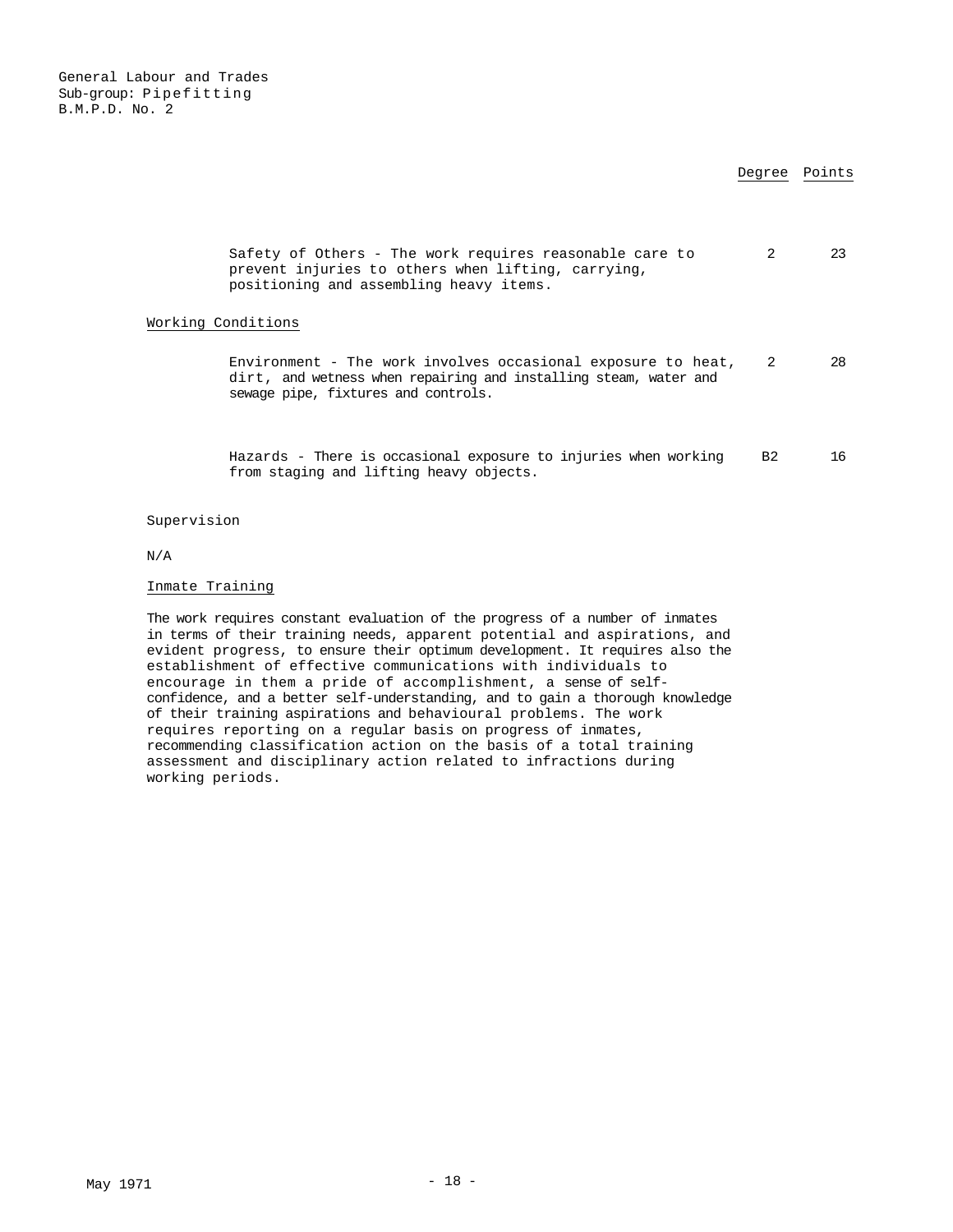General Labour and Trades
Sub-group: Pipefitting
B.M.P.D. No. 2

| | Degree | Points |
|---|---|---|
| Safety of Others - The work requires reasonable care to prevent injuries to others when lifting, carrying, positioning and assembling heavy items. | 2 | 23 |
| **Working Conditions** | | |
| Environment - The work involves occasional exposure to heat, dirt, and wetness when repairing and installing steam, water and sewage pipe, fixtures and controls. | 2 | 28 |
| Hazards - There is occasional exposure to injuries when working from staging and lifting heavy objects. | B2 | 16 |

Supervision

N/A

Inmate Training

The work requires constant evaluation of the progress of a number of inmates in terms of their training needs, apparent potential and aspirations, and evident progress, to ensure their optimum development. It requires also the establishment of effective communications with individuals to encourage in them a pride of accomplishment, a sense of self-confidence, and a better self-understanding, and to gain a thorough knowledge of their training aspirations and behavioural problems. The work requires reporting on a regular basis on progress of inmates, recommending classification action on the basis of a total training assessment and disciplinary action related to infractions during working periods.

May 1971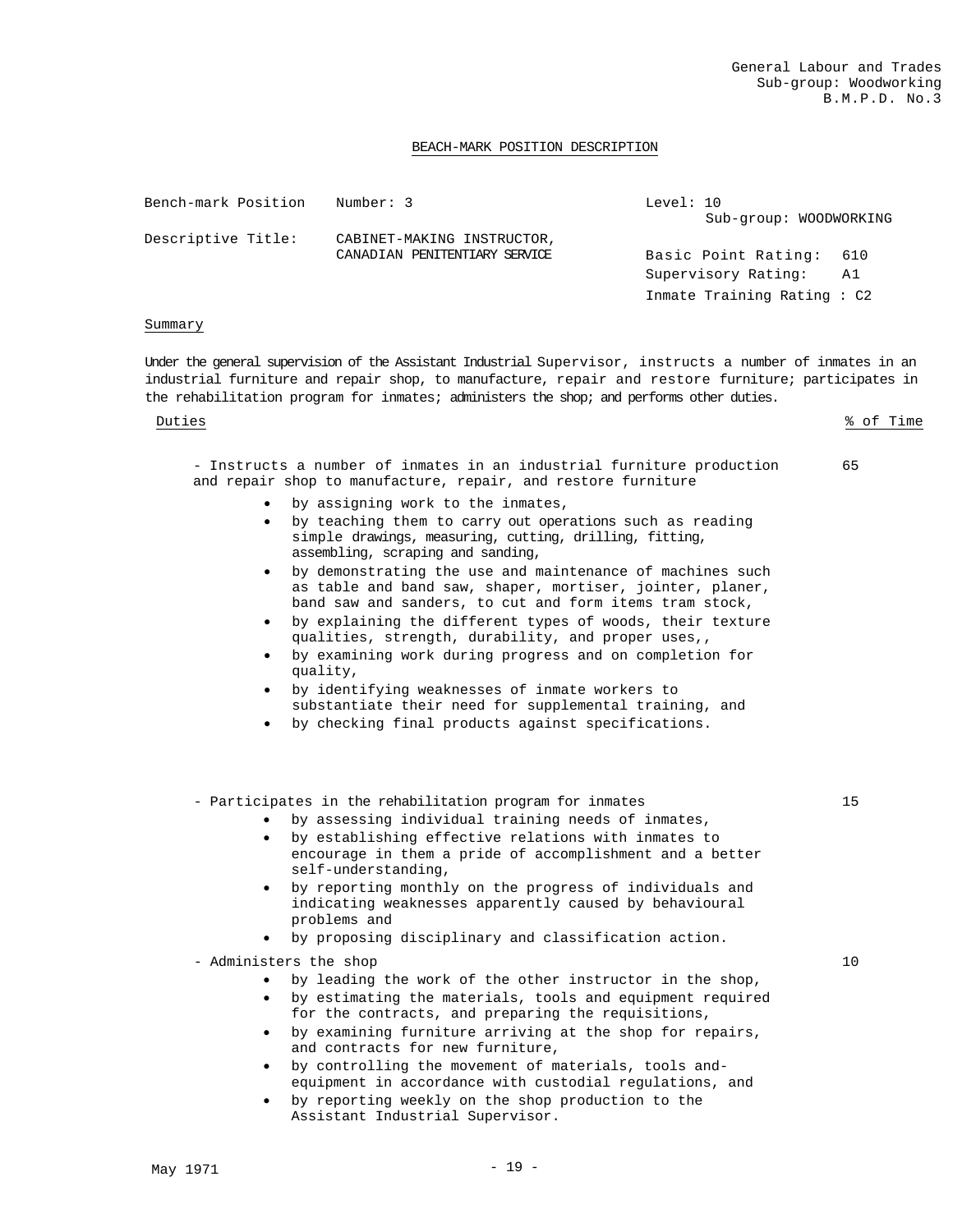General Labour and Trades
Sub-group: Woodworking
B.M.P.D. No.3

BEACH-MARK POSITION DESCRIPTION

| Bench-mark Position | Number: 3 | Level: 10 Sub-group: WOODWORKING |
|---|---|---|
| Descriptive Title: | CABINET-MAKING INSTRUCTOR, CANADIAN PENITENTIARY SERVICE | Basic Point Rating: 610 |
| | | Supervisory Rating: A1 |
| | | Inmate Training Rating : C2 |

## Summary

Under the general supervision of the Assistant Industrial Supervisor, instructs a number of inmates in an industrial furniture and repair shop, to manufacture, repair and restore furniture; participates in the rehabilitation program for inmates; administers the shop; and performs other duties.

| Duties | % of Time |
|---|---|
| - Instructs a number of inmates in an industrial furniture production and repair shop to manufacture, repair, and restore furniture | 65 |

- by assigning work to the inmates,
- by teaching them to carry out operations such as reading simple drawings, measuring, cutting, drilling, fitting, assembling, scraping and sanding,
- by demonstrating the use and maintenance of machines such as table and band saw, shaper, mortiser, jointer, planer, band saw and sanders, to cut and form items tram stock,
- by explaining the different types of woods, their texture qualities, strength, durability, and proper uses,,
- by examining work during progress and on completion for quality,
- by identifying weaknesses of inmate workers to substantiate their need for supplemental training, and
- by checking final products against specifications.

| | |
|---|---|
| - Participates in the rehabilitation program for inmates | 15 |

- by assessing individual training needs of inmates,
- by establishing effective relations with inmates to encourage in them a pride of accomplishment and a better self-understanding,
- by reporting monthly on the progress of individuals and indicating weaknesses apparently caused by behavioural problems and
- by proposing disciplinary and classification action.

| | |
|---|---|
| - Administers the shop | 10 |

- by leading the work of the other instructor in the shop,
- by estimating the materials, tools and equipment required for the contracts, and preparing the requisitions,
- by examining furniture arriving at the shop for repairs, and contracts for new furniture,
- by controlling the movement of materials, tools and-equipment in accordance with custodial regulations, and
- by reporting weekly on the shop production to the Assistant Industrial Supervisor.

May 1971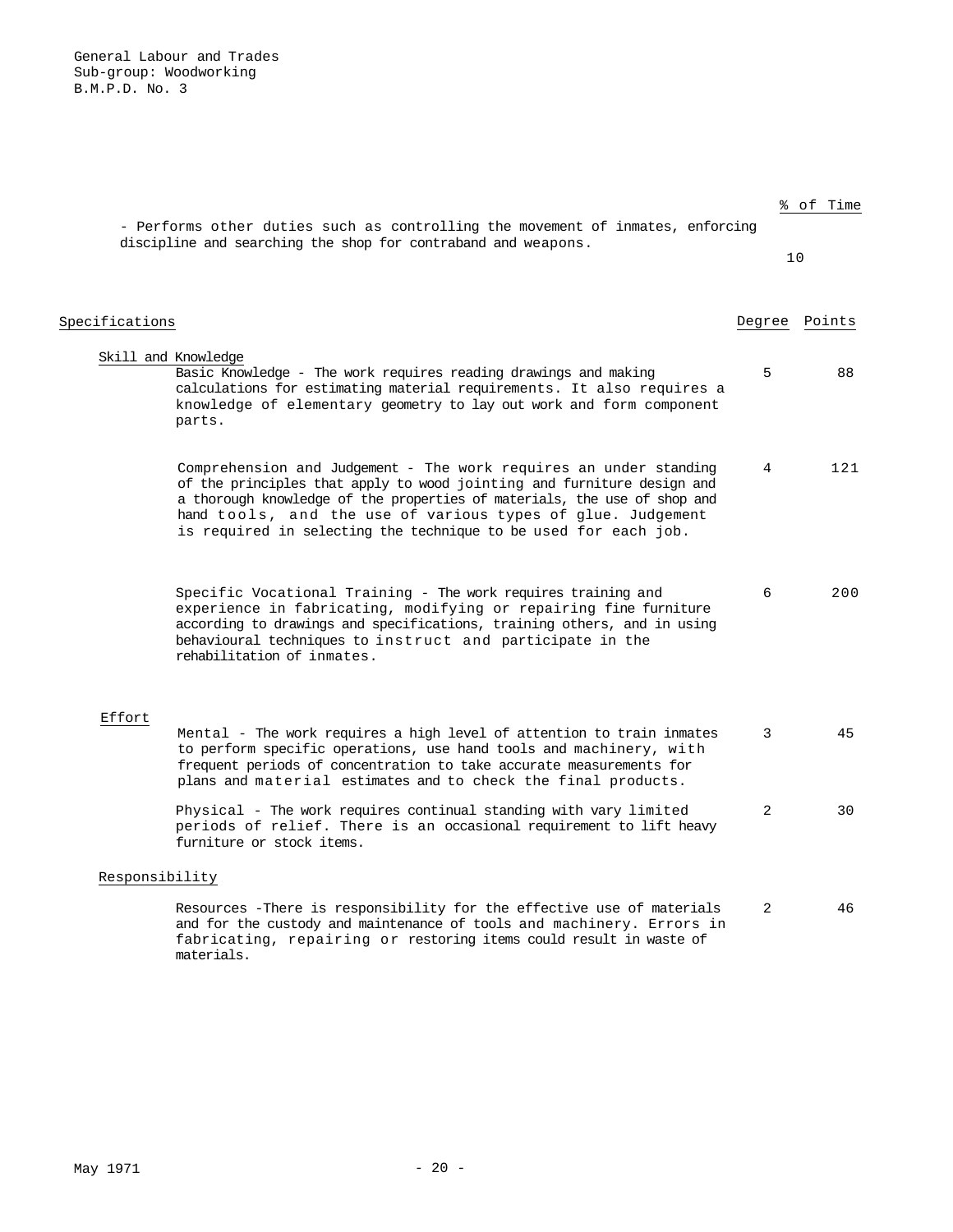| | % of Time |
|---|---|
| - Performs other duties such as controlling the movement of inmates, enforcing discipline and searching the shop for contraband and weapons. | 10 |

| Specifications | Degree | Points |
|---|---|---|
| **Skill and Knowledge** | | |
| Basic Knowledge - The work requires reading drawings and making calculations for estimating material requirements. It also requires a knowledge of elementary geometry to lay out work and form component parts. | 5 | 88 |
| Comprehension and Judgement - The work requires an under standing of the principles that apply to wood jointing and furniture design and a thorough knowledge of the properties of materials, the use of shop and hand tools, and the use of various types of glue. Judgement is required in selecting the technique to be used for each job. | 4 | 121 |
| Specific Vocational Training - The work requires training and experience in fabricating, modifying or repairing fine furniture according to drawings and specifications, training others, and in using behavioural techniques to instruct and participate in the rehabilitation of inmates. | 6 | 200 |
| **Effort** | | |
| Mental - The work requires a high level of attention to train inmates to perform specific operations, use hand tools and machinery, with frequent periods of concentration to take accurate measurements for plans and material estimates and to check the final products. | 3 | 45 |
| Physical - The work requires continual standing with vary limited periods of relief. There is an occasional requirement to lift heavy furniture or stock items. | 2 | 30 |
| **Responsibility** | | |
| Resources -There is responsibility for the effective use of materials and for the custody and maintenance of tools and machinery. Errors in fabricating, repairing or restoring items could result in waste of materials. | 2 | 46 |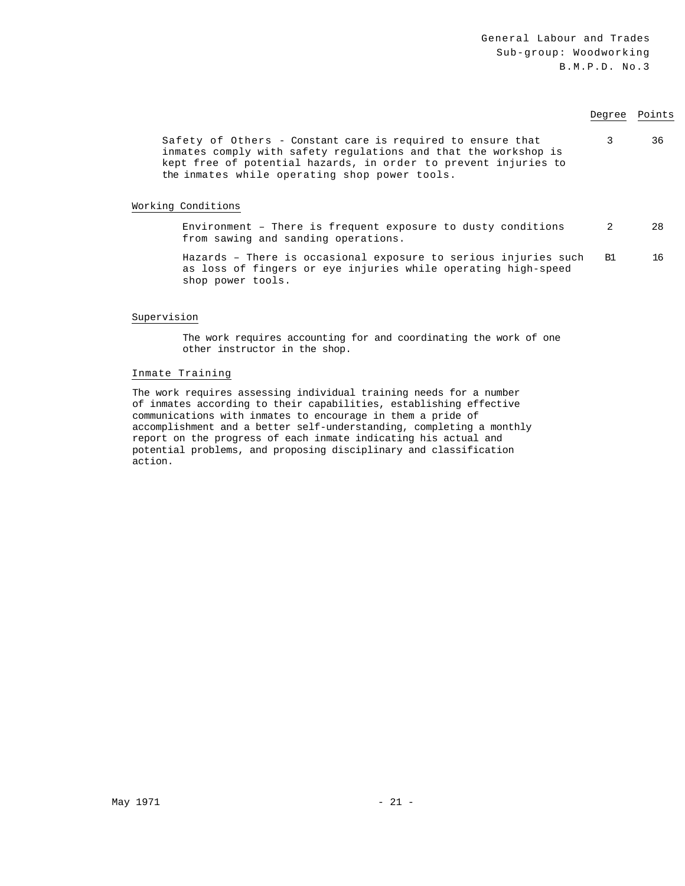| | Degree | Points |
|---|---|---|
| Safety of Others - Constant care is required to ensure that inmates comply with safety regulations and that the workshop is kept free of potential hazards, in order to prevent injuries to the inmates while operating shop power tools. | 3 | 36 |

Working Conditions

| | Degree | Points |
|---|---|---|
| Environment – There is frequent exposure to dusty conditions from sawing and sanding operations. | 2 | 28 |
| Hazards – There is occasional exposure to serious injuries such as loss of fingers or eye injuries while operating high-speed shop power tools. | B1 | 16 |

Supervision

The work requires accounting for and coordinating the work of one other instructor in the shop.

Inmate Training

The work requires assessing individual training needs for a number of inmates according to their capabilities, establishing effective communications with inmates to encourage in them a pride of accomplishment and a better self-understanding, completing a monthly report on the progress of each inmate indicating his actual and potential problems, and proposing disciplinary and classification action.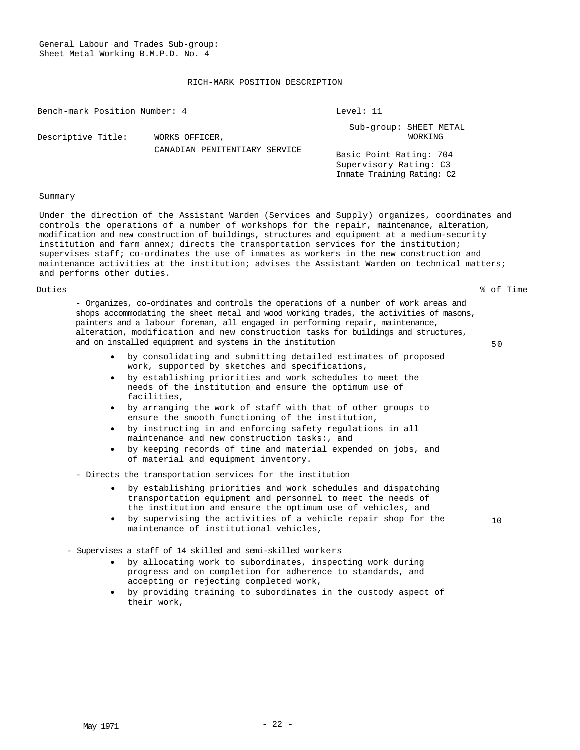General Labour and Trades Sub-group:
Sheet Metal Working B.M.P.D. No. 4

RICH-MARK POSITION DESCRIPTION

| | | |
|---|---|---|
| Bench-mark Position Number: 4 | | Level: 11 |
| Descriptive Title: | WORKS OFFICER, CANADIAN PENITENTIARY SERVICE | Sub-group: SHEET METAL WORKING |
| | | Basic Point Rating: 704<br>Supervisory Rating: C3<br>Inmate Training Rating: C2 |

Summary

Under the direction of the Assistant Warden (Services and Supply) organizes, coordinates and controls the operations of a number of workshops for the repair, maintenance, alteration, modification and new construction of buildings, structures and equipment at a medium-security institution and farm annex; directs the transportation services for the institution; supervises staff; co-ordinates the use of inmates as workers in the new construction and maintenance activities at the institution; advises the Assistant Warden on technical matters; and performs other duties.

| Duties | % of Time |
|---|---|
| - Organizes, co-ordinates and controls the operations of a number of work areas and shops accommodating the sheet metal and wood working trades, the activities of masons, painters and a labour foreman, all engaged in performing repair, maintenance, alteration, modification and new construction tasks for buildings and structures, and on installed equipment and systems in the institution | 50 |

- by consolidating and submitting detailed estimates of proposed work, supported by sketches and specifications,
- by establishing priorities and work schedules to meet the needs of the institution and ensure the optimum use of facilities,
- by arranging the work of staff with that of other groups to ensure the smooth functioning of the institution,
- by instructing in and enforcing safety regulations in all maintenance and new construction tasks:, and
- by keeping records of time and material expended on jobs, and of material and equipment inventory.

| | |
|---|---|
| - Directs the transportation services for the institution | 10 |

- by establishing priorities and work schedules and dispatching transportation equipment and personnel to meet the needs of the institution and ensure the optimum use of vehicles, and
- by supervising the activities of a vehicle repair shop for the maintenance of institutional vehicles,

- Supervises a staff of 14 skilled and semi-skilled workers
  - by allocating work to subordinates, inspecting work during progress and on completion for adherence to standards, and accepting or rejecting completed work,
  - by providing training to subordinates in the custody aspect of their work,

May 1971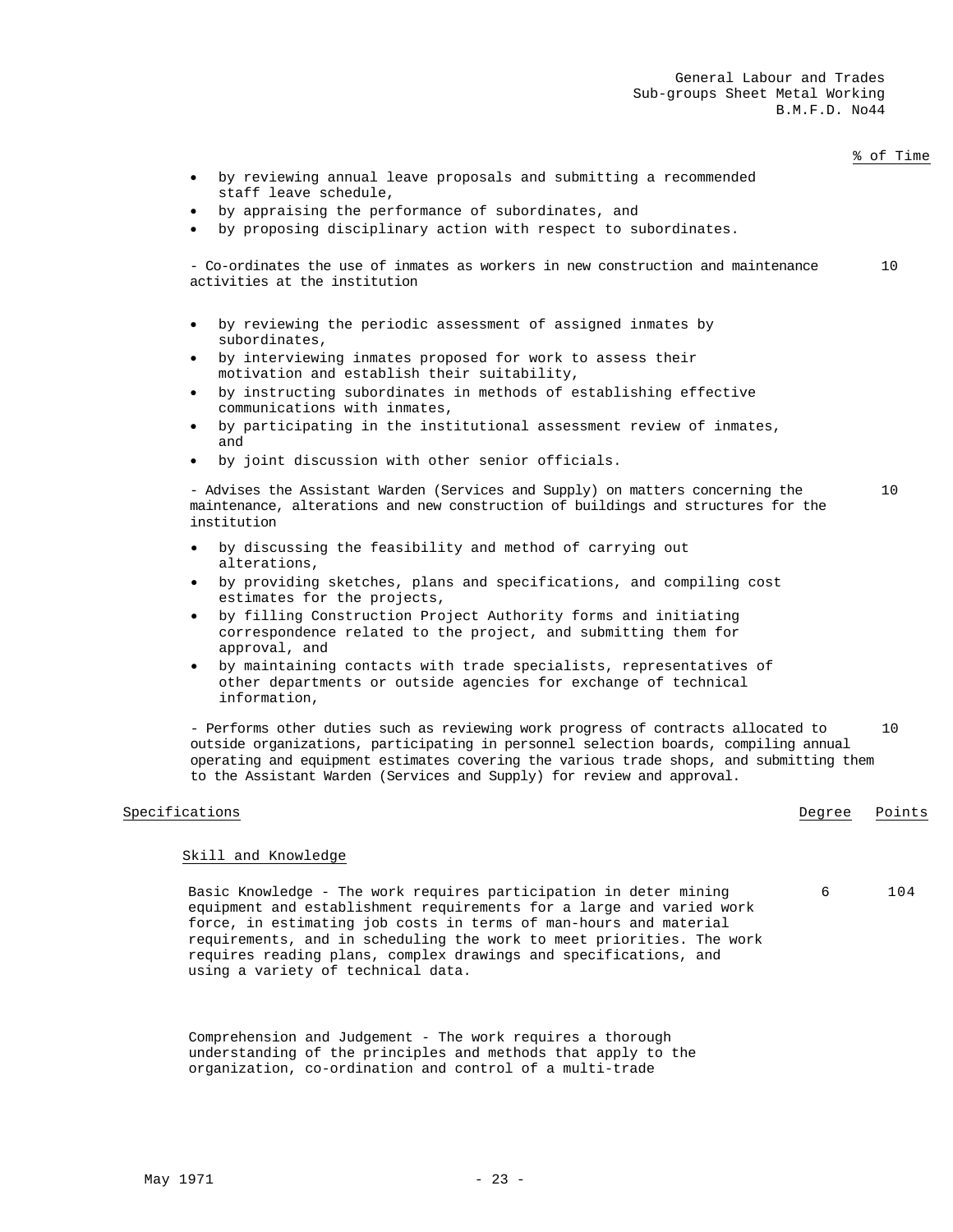% of Time

- by reviewing annual leave proposals and submitting a recommended staff leave schedule,
- by appraising the performance of subordinates, and
- by proposing disciplinary action with respect to subordinates.

- Co-ordinates the use of inmates as workers in new construction and maintenance activities at the institution — 10

- by reviewing the periodic assessment of assigned inmates by subordinates,
- by interviewing inmates proposed for work to assess their motivation and establish their suitability,
- by instructing subordinates in methods of establishing effective communications with inmates,
- by participating in the institutional assessment review of inmates, and
- by joint discussion with other senior officials.

- Advises the Assistant Warden (Services and Supply) on matters concerning the maintenance, alterations and new construction of buildings and structures for the institution — 10

- by discussing the feasibility and method of carrying out alterations,
- by providing sketches, plans and specifications, and compiling cost estimates for the projects,
- by filling Construction Project Authority forms and initiating correspondence related to the project, and submitting them for approval, and
- by maintaining contacts with trade specialists, representatives of other departments or outside agencies for exchange of technical information,

- Performs other duties such as reviewing work progress of contracts allocated to outside organizations, participating in personnel selection boards, compiling annual operating and equipment estimates covering the various trade shops, and submitting them to the Assistant Warden (Services and Supply) for review and approval. — 10

| Specifications | Degree | Points |
|---|---|---|
| **Skill and Knowledge** | | |
| Basic Knowledge - The work requires participation in deter mining equipment and establishment requirements for a large and varied work force, in estimating job costs in terms of man-hours and material requirements, and in scheduling the work to meet priorities. The work requires reading plans, complex drawings and specifications, and using a variety of technical data. | 6 | 104 |

Comprehension and Judgement - The work requires a thorough understanding of the principles and methods that apply to the organization, co-ordination and control of a multi-trade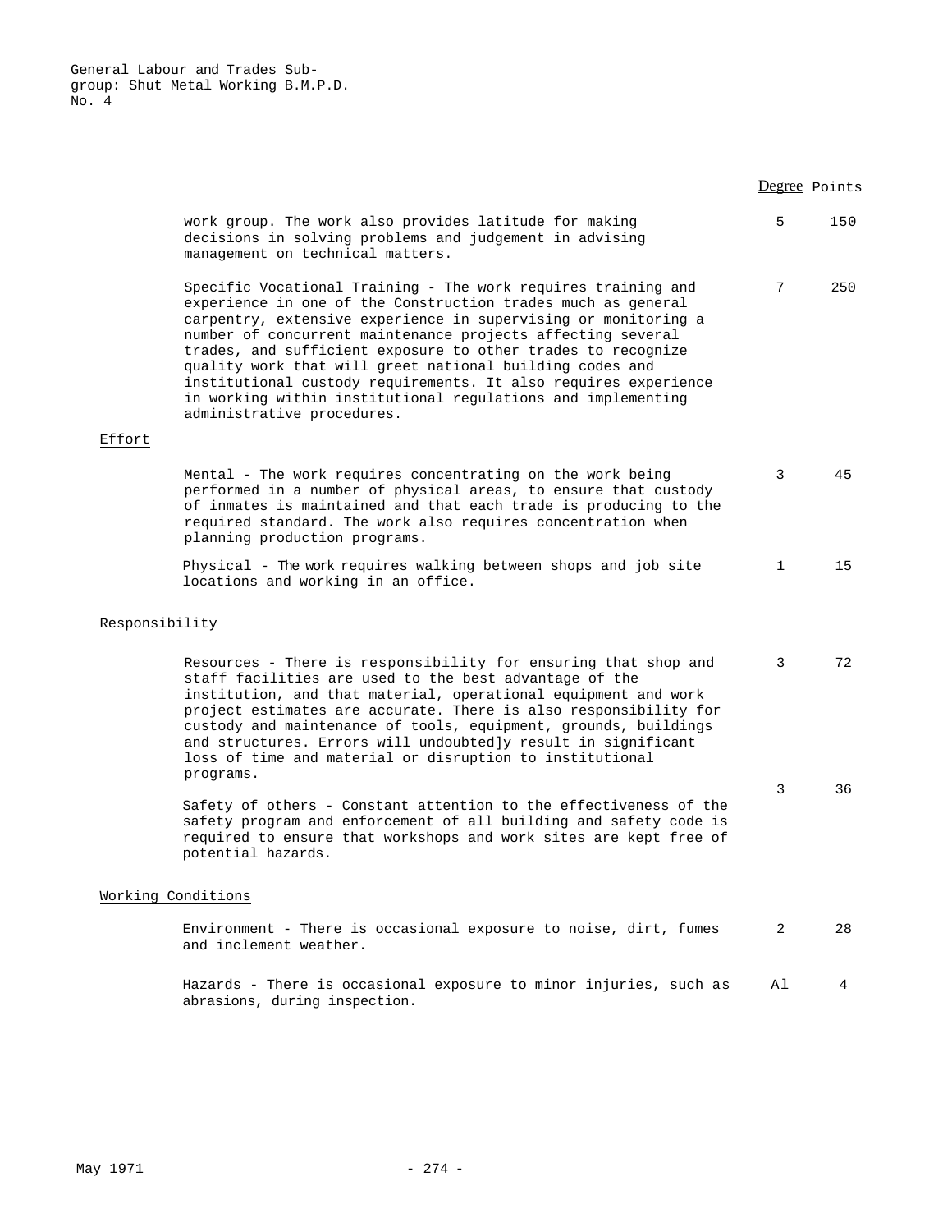| | Degree | Points |
|---|---|---|
| work group. The work also provides latitude for making decisions in solving problems and judgement in advising management on technical matters. | 5 | 150 |
| Specific Vocational Training - The work requires training and experience in one of the Construction trades much as general carpentry, extensive experience in supervising or monitoring a number of concurrent maintenance projects affecting several trades, and sufficient exposure to other trades to recognize quality work that will greet national building codes and institutional custody requirements. It also requires experience in working within institutional regulations and implementing administrative procedures. | 7 | 250 |

Effort

| | Degree | Points |
|---|---|---|
| Mental - The work requires concentrating on the work being performed in a number of physical areas, to ensure that custody of inmates is maintained and that each trade is producing to the required standard. The work also requires concentration when planning production programs. | 3 | 45 |
| Physical - The work requires walking between shops and job site locations and working in an office. | 1 | 15 |

Responsibility

| | Degree | Points |
|---|---|---|
| Resources - There is responsibility for ensuring that shop and staff facilities are used to the best advantage of the institution, and that material, operational equipment and work project estimates are accurate. There is also responsibility for custody and maintenance of tools, equipment, grounds, buildings and structures. Errors will undoubted]y result in significant loss of time and material or disruption to institutional programs. | 3 | 72 |
| Safety of others - Constant attention to the effectiveness of the safety program and enforcement of all building and safety code is required to ensure that workshops and work sites are kept free of potential hazards. | 3 | 36 |

Working Conditions

| | Degree | Points |
|---|---|---|
| Environment - There is occasional exposure to noise, dirt, fumes and inclement weather. | 2 | 28 |
| Hazards - There is occasional exposure to minor injuries, such as abrasions, during inspection. | Al | 4 |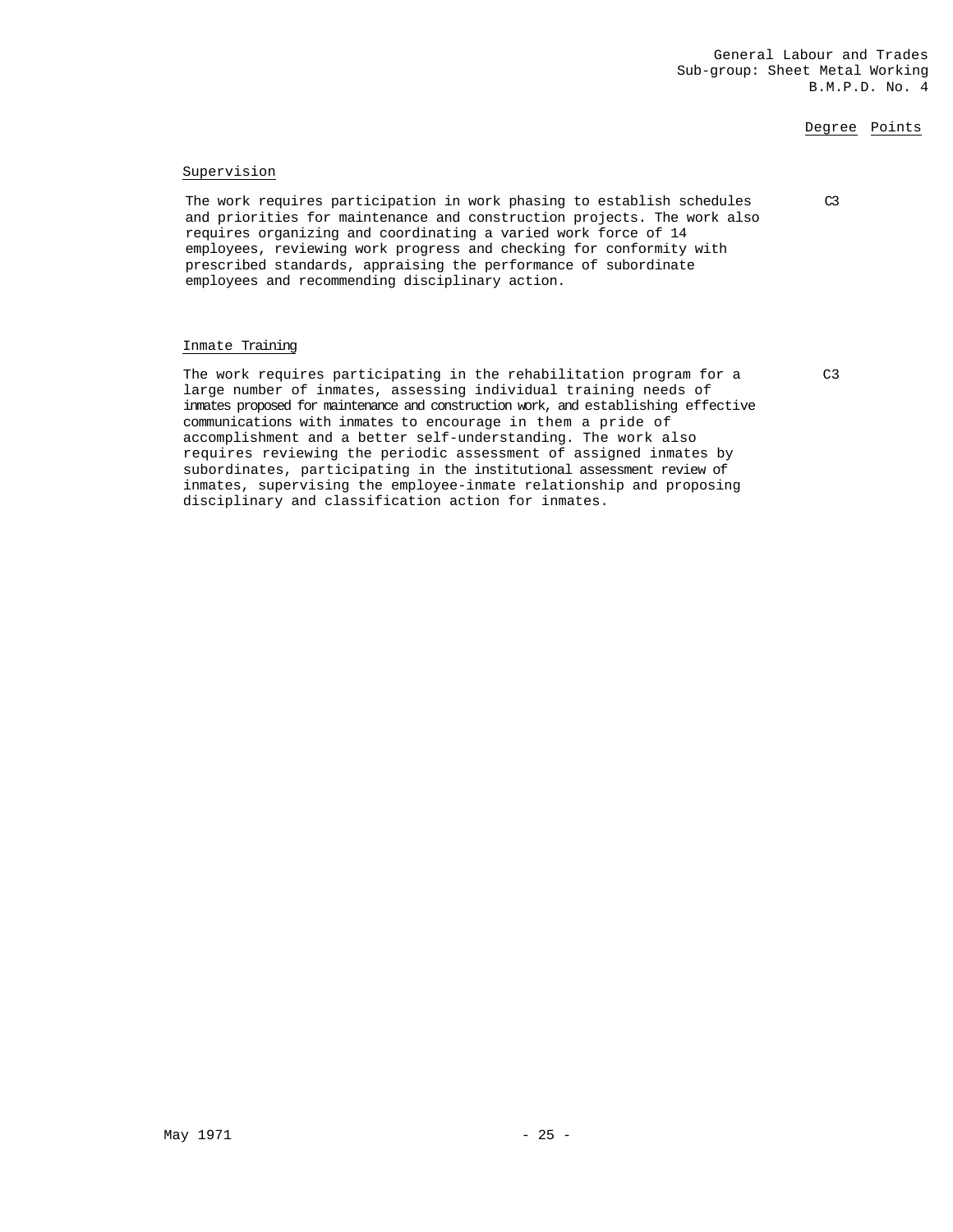General Labour and Trades
Sub-group: Sheet Metal Working
B.M.P.D. No. 4

| | Degree | Points |
|---|---|---|
| **Supervision** | | |
| The work requires participation in work phasing to establish schedules and priorities for maintenance and construction projects. The work also requires organizing and coordinating a varied work force of 14 employees, reviewing work progress and checking for conformity with prescribed standards, appraising the performance of subordinate employees and recommending disciplinary action. | C3 | |
| **Inmate Training** | | |
| The work requires participating in the rehabilitation program for a large number of inmates, assessing individual training needs of inmates proposed for maintenance and construction work, and establishing effective communications with inmates to encourage in them a pride of accomplishment and a better self-understanding. The work also requires reviewing the periodic assessment of assigned inmates by subordinates, participating in the institutional assessment review of inmates, supervising the employee-inmate relationship and proposing disciplinary and classification action for inmates. | C3 | |

May 1971